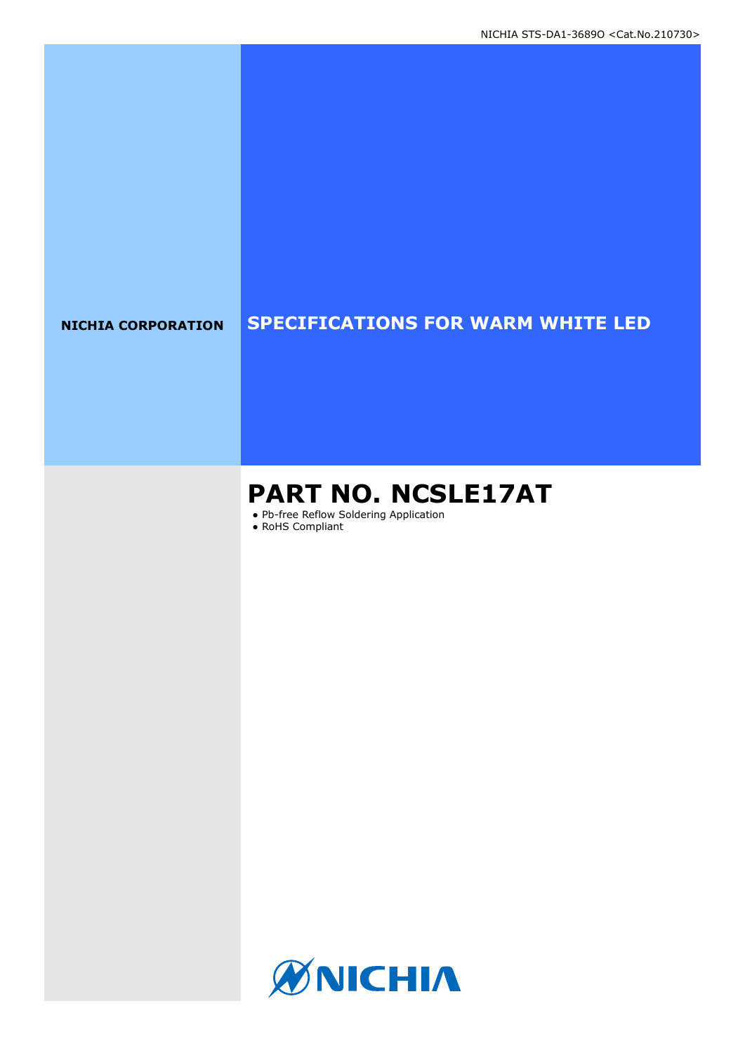NICHIA STS-DA1-3689O <Cat.No.210730>

**NICHIA CORPORATION**

# SPECIFICATIONS FOR WARM WHITE LED

## PART NO. NCSLE17AT

- Pb-free Reflow Soldering Application
- RoHS Compliant

NICHIA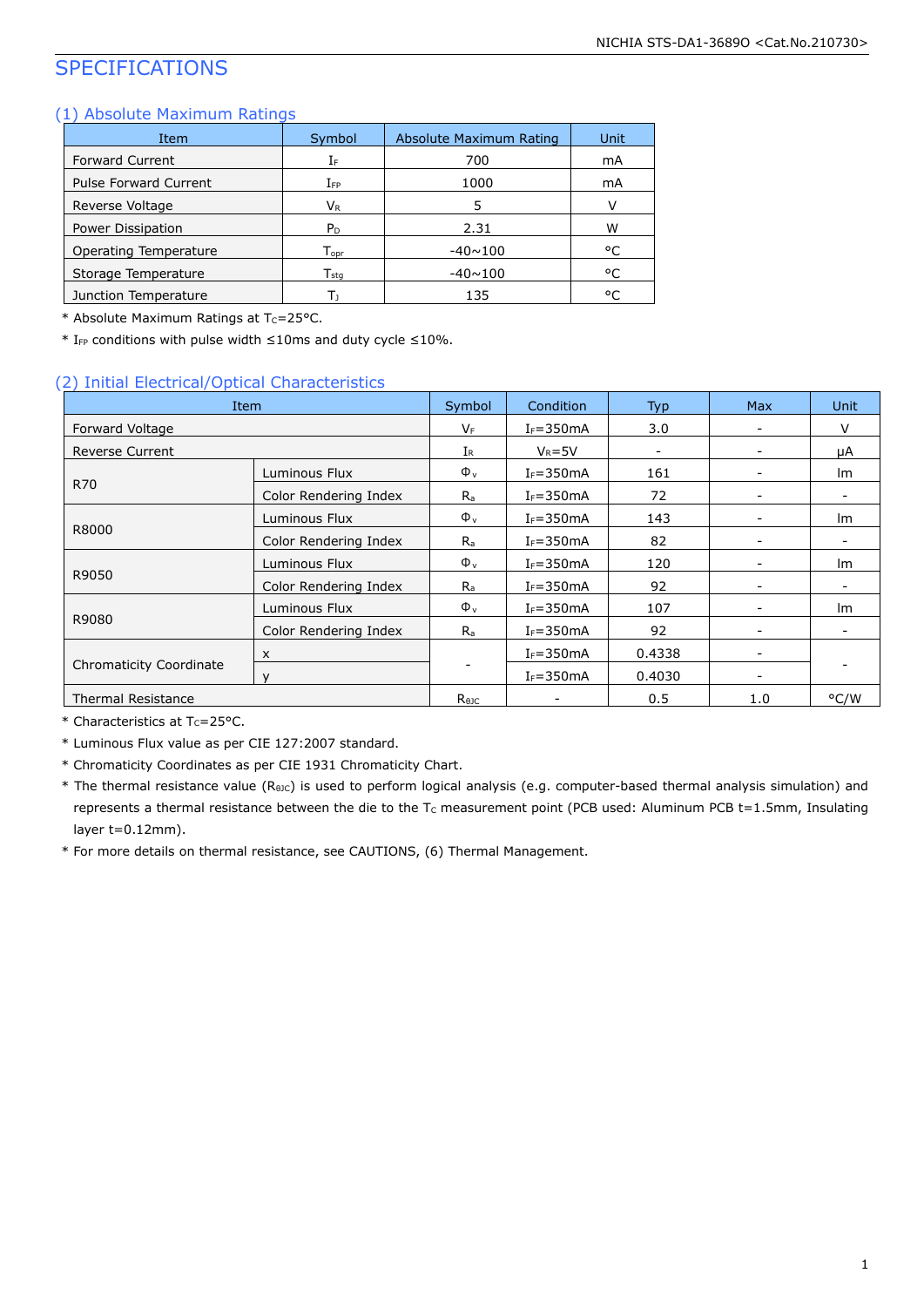# SPECIFICATIONS

## (1) Absolute Maximum Ratings

| Item | Symbol | Absolute Maximum Rating | Unit |
|---|---|---|---|
| Forward Current | $I_F$ | 700 | mA |
| Pulse Forward Current | $I_{FP}$ | 1000 | mA |
| Reverse Voltage | $V_R$ | 5 | V |
| Power Dissipation | $P_D$ | 2.31 | W |
| Operating Temperature | $T_{opr}$ | -40~100 | °C |
| Storage Temperature | $T_{stg}$ | -40~100 | °C |
| Junction Temperature | $T_J$ | 135 | °C |

\* Absolute Maximum Ratings at $T_C$=25°C.

\* $I_{FP}$ conditions with pulse width ≤10ms and duty cycle ≤10%.

## (2) Initial Electrical/Optical Characteristics

| Item | | Symbol | Condition | Typ | Max | Unit |
|---|---|---|---|---|---|---|
| Forward Voltage | | $V_F$ | $I_F$=350mA | 3.0 | - | V |
| Reverse Current | | $I_R$ | $V_R$=5V | - | - | μA |
| R70 | Luminous Flux | $\Phi_v$ | $I_F$=350mA | 161 | - | lm |
| | Color Rendering Index | $R_a$ | $I_F$=350mA | 72 | - | - |
| R8000 | Luminous Flux | $\Phi_v$ | $I_F$=350mA | 143 | - | lm |
| | Color Rendering Index | $R_a$ | $I_F$=350mA | 82 | - | - |
| R9050 | Luminous Flux | $\Phi_v$ | $I_F$=350mA | 120 | - | lm |
| | Color Rendering Index | $R_a$ | $I_F$=350mA | 92 | - | - |
| R9080 | Luminous Flux | $\Phi_v$ | $I_F$=350mA | 107 | - | lm |
| | Color Rendering Index | $R_a$ | $I_F$=350mA | 92 | - | - |
| Chromaticity Coordinate | x | - | $I_F$=350mA | 0.4338 | - | - |
| | y | | $I_F$=350mA | 0.4030 | - | |
| Thermal Resistance | | $R_{\theta JC}$ | - | 0.5 | 1.0 | °C/W |

\* Characteristics at $T_C$=25°C.

\* Luminous Flux value as per CIE 127:2007 standard.

\* Chromaticity Coordinates as per CIE 1931 Chromaticity Chart.

\* The thermal resistance value ($R_{\theta JC}$) is used to perform logical analysis (e.g. computer-based thermal analysis simulation) and represents a thermal resistance between the die to the $T_C$ measurement point (PCB used: Aluminum PCB t=1.5mm, Insulating layer t=0.12mm).

\* For more details on thermal resistance, see CAUTIONS, (6) Thermal Management.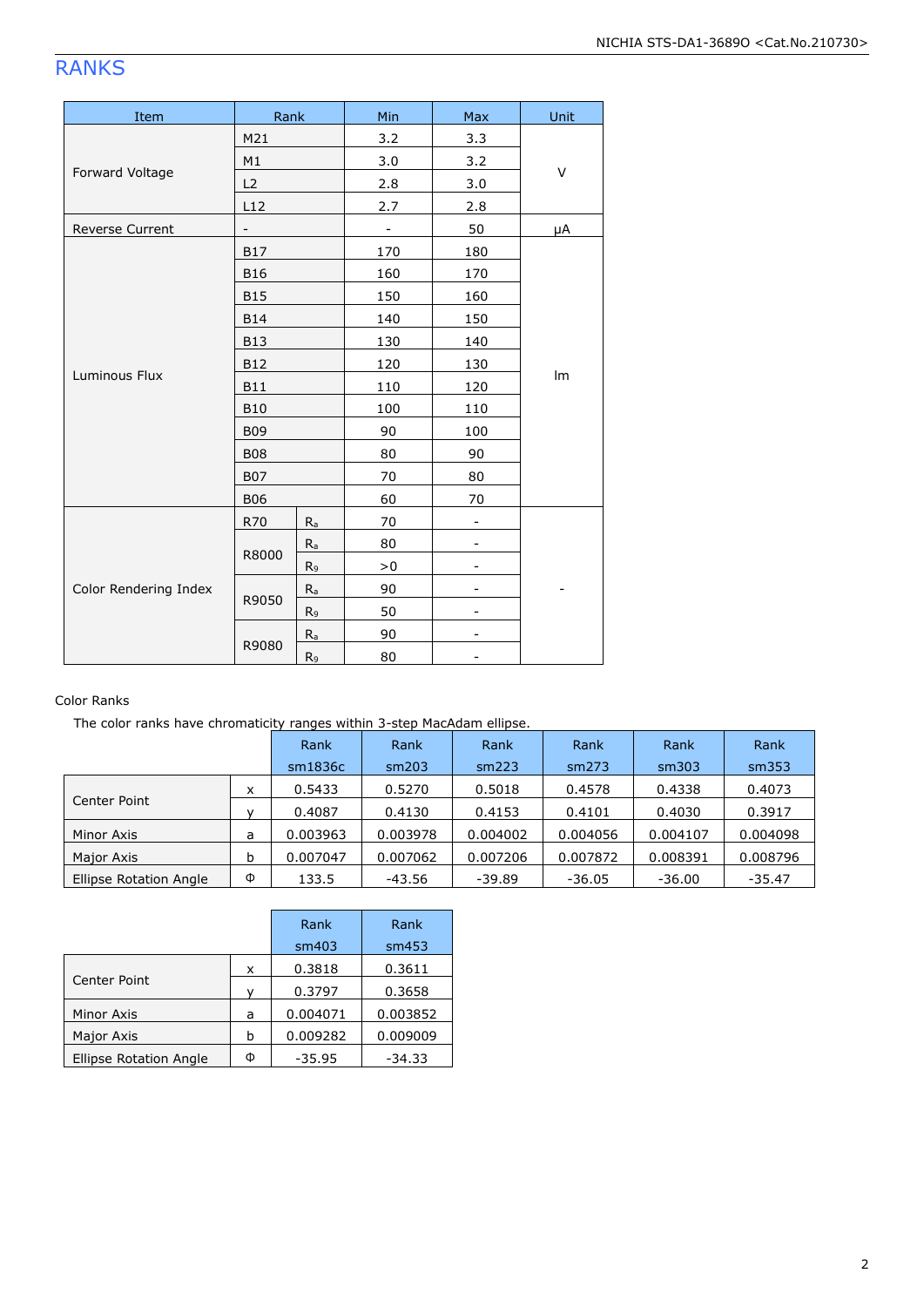## RANKS

| Item | Rank | | Min | Max | Unit |
|---|---|---|---|---|---|
| Forward Voltage | M21 | | 3.2 | 3.3 | V |
| | M1 | | 3.0 | 3.2 | |
| | L2 | | 2.8 | 3.0 | |
| | L12 | | 2.7 | 2.8 | |
| Reverse Current | - | | - | 50 | μA |
| Luminous Flux | B17 | | 170 | 180 | lm |
| | B16 | | 160 | 170 | |
| | B15 | | 150 | 160 | |
| | B14 | | 140 | 150 | |
| | B13 | | 130 | 140 | |
| | B12 | | 120 | 130 | |
| | B11 | | 110 | 120 | |
| | B10 | | 100 | 110 | |
| | B09 | | 90 | 100 | |
| | B08 | | 80 | 90 | |
| | B07 | | 70 | 80 | |
| | B06 | | 60 | 70 | |
| Color Rendering Index | R70 | $R_a$ | 70 | - | - |
| | R8000 | $R_a$ | 80 | - | |
| | | $R_9$ | >0 | - | |
| | R9050 | $R_a$ | 90 | - | |
| | | $R_9$ | 50 | - | |
| | R9080 | $R_a$ | 90 | - | |
| | | $R_9$ | 80 | - | |

Color Ranks

The color ranks have chromaticity ranges within 3-step MacAdam ellipse.

| | | Rank sm1836c | Rank sm203 | Rank sm223 | Rank sm273 | Rank sm303 | Rank sm353 |
|---|---|---|---|---|---|---|---|
| Center Point | x | 0.5433 | 0.5270 | 0.5018 | 0.4578 | 0.4338 | 0.4073 |
| | y | 0.4087 | 0.4130 | 0.4153 | 0.4101 | 0.4030 | 0.3917 |
| Minor Axis | a | 0.003963 | 0.003978 | 0.004002 | 0.004056 | 0.004107 | 0.004098 |
| Major Axis | b | 0.007047 | 0.007062 | 0.007206 | 0.007872 | 0.008391 | 0.008796 |
| Ellipse Rotation Angle | Φ | 133.5 | -43.56 | -39.89 | -36.05 | -36.00 | -35.47 |

| | | Rank sm403 | Rank sm453 |
|---|---|---|---|
| Center Point | x | 0.3818 | 0.3611 |
| | y | 0.3797 | 0.3658 |
| Minor Axis | a | 0.004071 | 0.003852 |
| Major Axis | b | 0.009282 | 0.009009 |
| Ellipse Rotation Angle | Φ | -35.95 | -34.33 |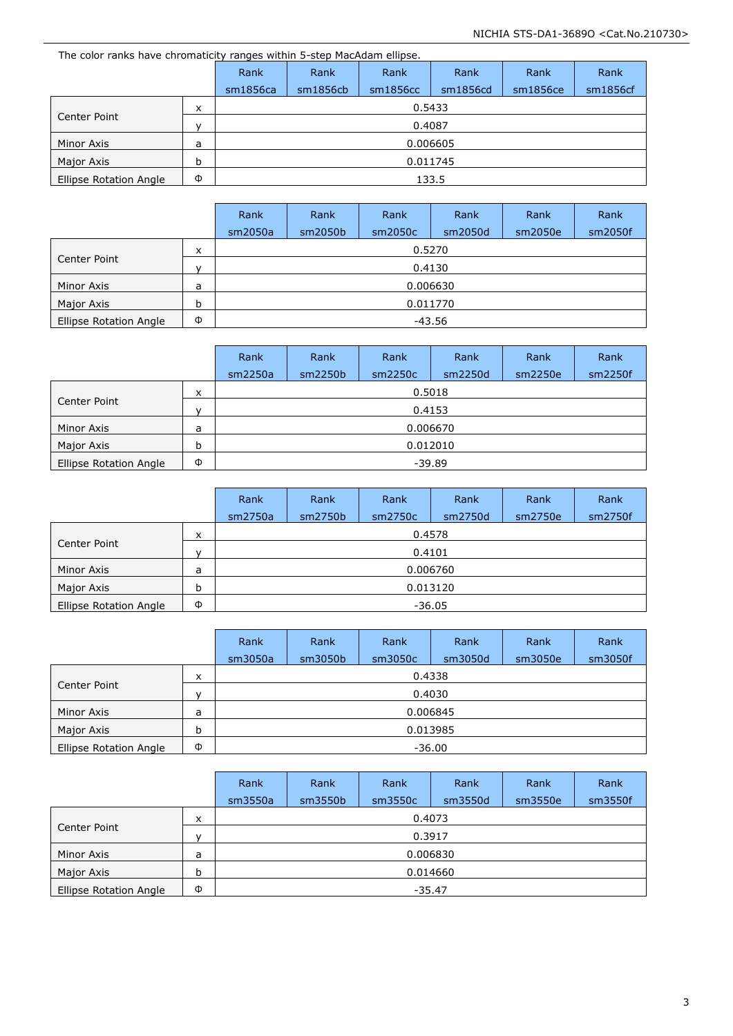The color ranks have chromaticity ranges within 5-step MacAdam ellipse.

| | | Rank sm1856ca | Rank sm1856cb | Rank sm1856cc | Rank sm1856cd | Rank sm1856ce | Rank sm1856cf |
|---|---|---|---|---|---|---|---|
| Center Point | x | 0.5433 | | | | | |
| | y | 0.4087 | | | | | |
| Minor Axis | a | 0.006605 | | | | | |
| Major Axis | b | 0.011745 | | | | | |
| Ellipse Rotation Angle | Φ | 133.5 | | | | | |

| | | Rank sm2050a | Rank sm2050b | Rank sm2050c | Rank sm2050d | Rank sm2050e | Rank sm2050f |
|---|---|---|---|---|---|---|---|
| Center Point | x | 0.5270 | | | | | |
| | y | 0.4130 | | | | | |
| Minor Axis | a | 0.006630 | | | | | |
| Major Axis | b | 0.011770 | | | | | |
| Ellipse Rotation Angle | Φ | -43.56 | | | | | |

| | | Rank sm2250a | Rank sm2250b | Rank sm2250c | Rank sm2250d | Rank sm2250e | Rank sm2250f |
|---|---|---|---|---|---|---|---|
| Center Point | x | 0.5018 | | | | | |
| | y | 0.4153 | | | | | |
| Minor Axis | a | 0.006670 | | | | | |
| Major Axis | b | 0.012010 | | | | | |
| Ellipse Rotation Angle | Φ | -39.89 | | | | | |

| | | Rank sm2750a | Rank sm2750b | Rank sm2750c | Rank sm2750d | Rank sm2750e | Rank sm2750f |
|---|---|---|---|---|---|---|---|
| Center Point | x | 0.4578 | | | | | |
| | y | 0.4101 | | | | | |
| Minor Axis | a | 0.006760 | | | | | |
| Major Axis | b | 0.013120 | | | | | |
| Ellipse Rotation Angle | Φ | -36.05 | | | | | |

| | | Rank sm3050a | Rank sm3050b | Rank sm3050c | Rank sm3050d | Rank sm3050e | Rank sm3050f |
|---|---|---|---|---|---|---|---|
| Center Point | x | 0.4338 | | | | | |
| | y | 0.4030 | | | | | |
| Minor Axis | a | 0.006845 | | | | | |
| Major Axis | b | 0.013985 | | | | | |
| Ellipse Rotation Angle | Φ | -36.00 | | | | | |

| | | Rank sm3550a | Rank sm3550b | Rank sm3550c | Rank sm3550d | Rank sm3550e | Rank sm3550f |
|---|---|---|---|---|---|---|---|
| Center Point | x | 0.4073 | | | | | |
| | y | 0.3917 | | | | | |
| Minor Axis | a | 0.006830 | | | | | |
| Major Axis | b | 0.014660 | | | | | |
| Ellipse Rotation Angle | Φ | -35.47 | | | | | |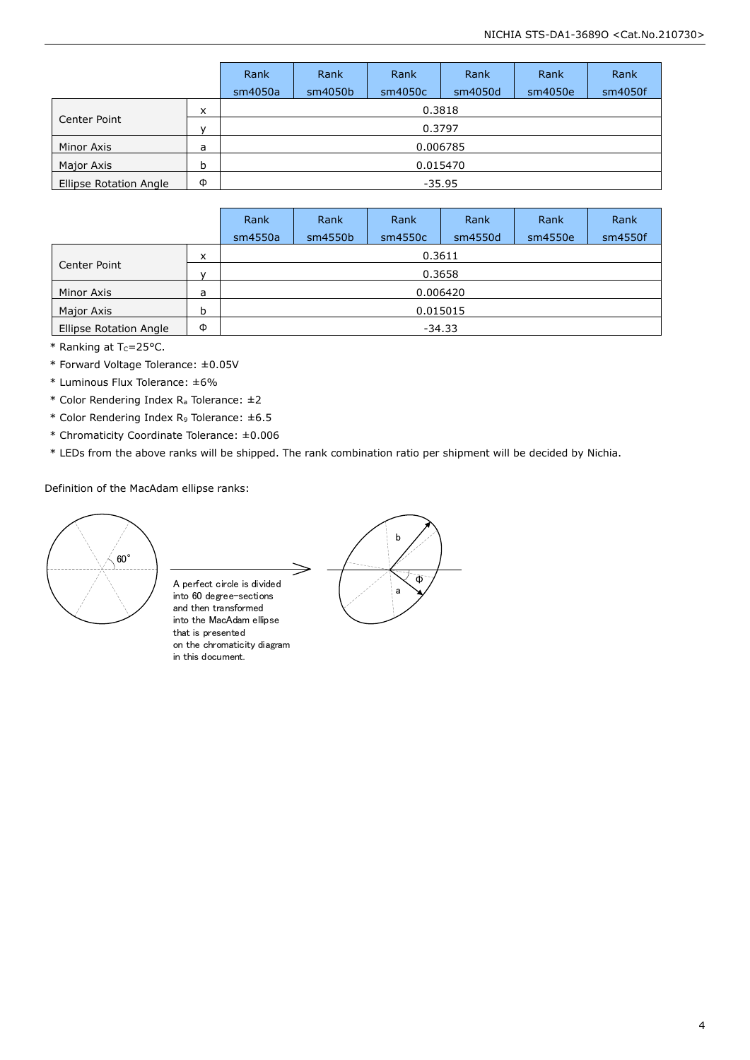| | | Rank sm4050a | Rank sm4050b | Rank sm4050c | Rank sm4050d | Rank sm4050e | Rank sm4050f |
|---|---|---|---|---|---|---|---|
| Center Point | x | 0.3818 | | | | | |
| | y | 0.3797 | | | | | |
| Minor Axis | a | 0.006785 | | | | | |
| Major Axis | b | 0.015470 | | | | | |
| Ellipse Rotation Angle | Φ | -35.95 | | | | | |

| | | Rank sm4550a | Rank sm4550b | Rank sm4550c | Rank sm4550d | Rank sm4550e | Rank sm4550f |
|---|---|---|---|---|---|---|---|
| Center Point | x | 0.3611 | | | | | |
| | y | 0.3658 | | | | | |
| Minor Axis | a | 0.006420 | | | | | |
| Major Axis | b | 0.015015 | | | | | |
| Ellipse Rotation Angle | Φ | -34.33 | | | | | |

* Ranking at $T_C$=25°C.
* Forward Voltage Tolerance: ±0.05V
* Luminous Flux Tolerance: ±6%
* Color Rendering Index $R_a$ Tolerance: ±2
* Color Rendering Index $R_9$ Tolerance: ±6.5
* Chromaticity Coordinate Tolerance: ±0.006
* LEDs from the above ranks will be shipped. The rank combination ratio per shipment will be decided by Nichia.

Definition of the MacAdam ellipse ranks:

60°

A perfect circle is divided into 60 degree-sections and then transformed into the MacAdam ellipse that is presented on the chromaticity diagram in this document.

b

a

Φ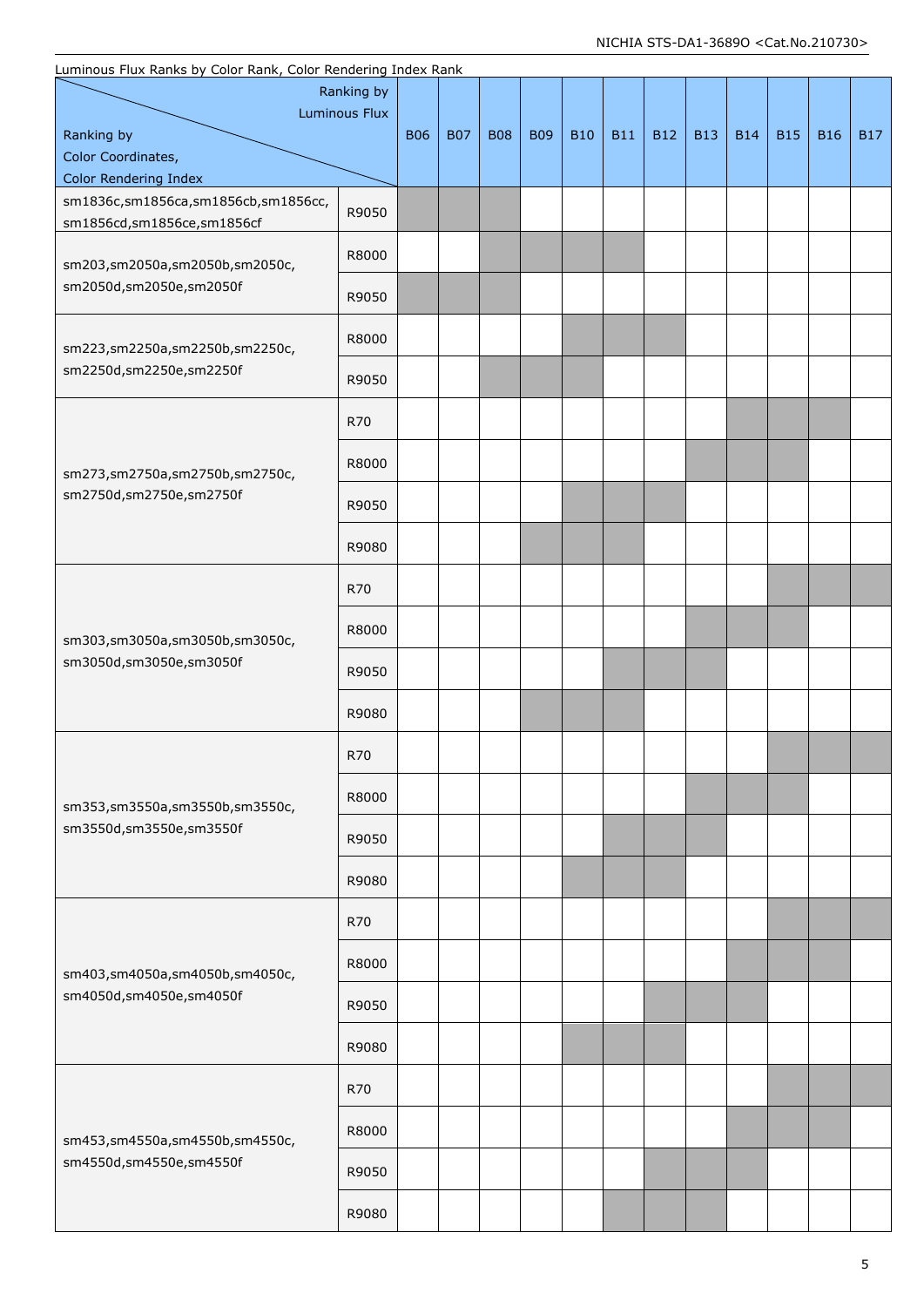Luminous Flux Ranks by Color Rank, Color Rendering Index Rank

| Ranking by Color Coordinates, Color Rendering Index \ Ranking by Luminous Flux | | B06 | B07 | B08 | B09 | B10 | B11 | B12 | B13 | B14 | B15 | B16 | B17 |
|---|---|---|---|---|---|---|---|---|---|---|---|---|---|
| sm1836c,sm1856ca,sm1856cb,sm1856cc, sm1856cd,sm1856ce,sm1856cf | R9050 | ■ | ■ | ■ | | | | | | | | | |
| sm203,sm2050a,sm2050b,sm2050c, sm2050d,sm2050e,sm2050f | R8000 | | | ■ | ■ | ■ | ■ | | | | | | |
| | R9050 | ■ | ■ | ■ | | | | | | | | | |
| sm223,sm2250a,sm2250b,sm2250c, sm2250d,sm2250e,sm2250f | R8000 | | | | | ■ | ■ | ■ | | | | | |
| | R9050 | | | ■ | ■ | ■ | | | | | | | |
| sm273,sm2750a,sm2750b,sm2750c, sm2750d,sm2750e,sm2750f | R70 | | | | | | | | | ■ | ■ | ■ | |
| | R8000 | | | | | | | | ■ | ■ | ■ | | |
| | R9050 | | | | | ■ | ■ | ■ | | | | | |
| | R9080 | | | | ■ | ■ | ■ | | | | | | |
| sm303,sm3050a,sm3050b,sm3050c, sm3050d,sm3050e,sm3050f | R70 | | | | | | | | | | ■ | ■ | ■ |
| | R8000 | | | | | | | | ■ | ■ | ■ | | |
| | R9050 | | | | | | ■ | ■ | ■ | | | | |
| | R9080 | | | | ■ | ■ | ■ | | | | | | |
| sm353,sm3550a,sm3550b,sm3550c, sm3550d,sm3550e,sm3550f | R70 | | | | | | | | | | ■ | ■ | ■ |
| | R8000 | | | | | | | | ■ | ■ | ■ | | |
| | R9050 | | | | | | ■ | ■ | ■ | | | | |
| | R9080 | | | | | ■ | ■ | ■ | | | | | |
| sm403,sm4050a,sm4050b,sm4050c, sm4050d,sm4050e,sm4050f | R70 | | | | | | | | | | ■ | ■ | ■ |
| | R8000 | | | | | | | | | ■ | ■ | ■ | |
| | R9050 | | | | | | | ■ | ■ | ■ | | | |
| | R9080 | | | | | ■ | ■ | ■ | | | | | |
| sm453,sm4550a,sm4550b,sm4550c, sm4550d,sm4550e,sm4550f | R70 | | | | | | | | | | ■ | ■ | ■ |
| | R8000 | | | | | | | | | ■ | ■ | ■ | |
| | R9050 | | | | | | | ■ | ■ | ■ | | | |
| | R9080 | | | | | | ■ | ■ | ■ | | | | |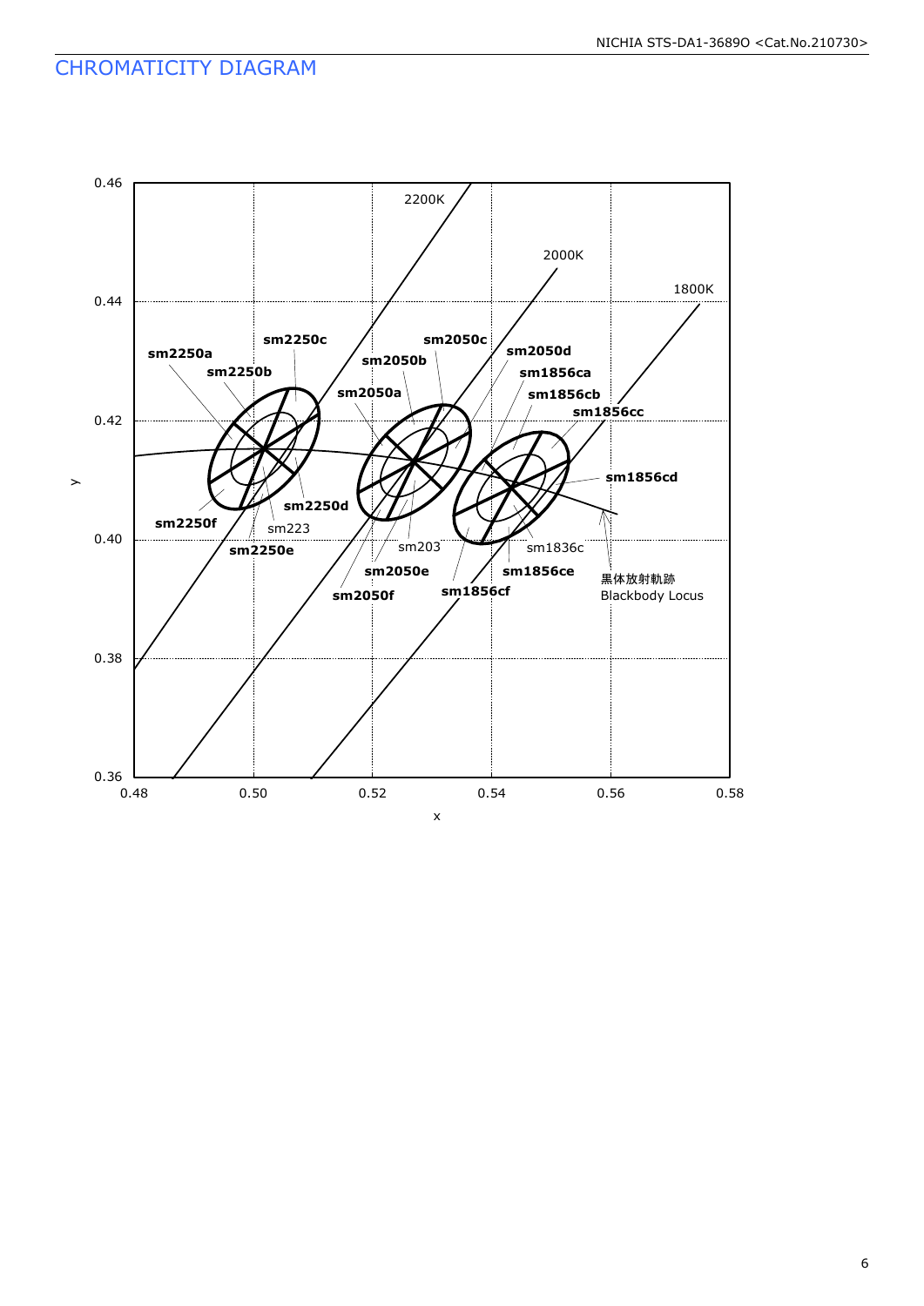# CHROMATICITY DIAGRAM

0.46

0.44

0.42

0.40

0.38

0.36

0.48 0.50 0.52 0.54 0.56 0.58

x

y

2200K

2000K

1800K

sm2250a
sm2250b
sm2250c
sm2250d
sm2250e
sm2250f
sm223

sm2050a
sm2050b
sm2050c
sm2050d
sm2050e
sm2050f
sm203

sm1856ca
sm1856cb
sm1856cc
sm1856cd
sm1856ce
sm1856cf
sm1836c

黒体放射軌跡
Blackbody Locus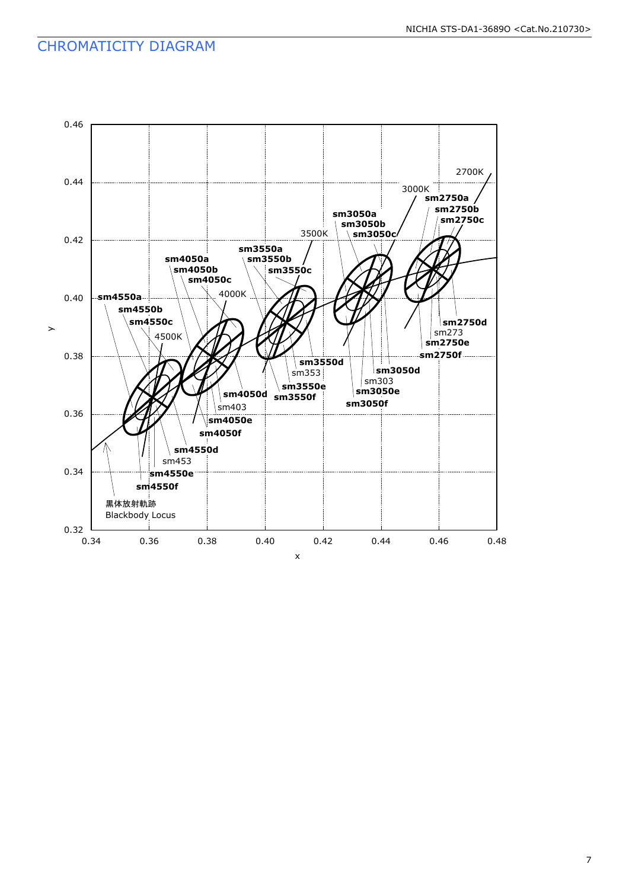## CHROMATICITY DIAGRAM

y

0.46
0.44
0.42
0.40
0.38
0.36
0.34
0.32

0.34 0.36 0.38 0.40 0.42 0.44 0.46 0.48

x

2700K
3000K
3500K
4000K
4500K

sm2750a
sm2750b
sm2750c
sm2750d
sm273
sm2750e
sm2750f

sm3050a
sm3050b
sm3050c
sm3050d
sm303
sm3050e
sm3050f

sm3550a
sm3550b
sm3550c
sm3550d
sm353
sm3550e
sm3550f

sm4050a
sm4050b
sm4050c
sm4050d
sm403
sm4050e
sm4050f

sm4550a
sm4550b
sm4550c
sm4550d
sm453
sm4550e
sm4550f

黒体放射軌跡
Blackbody Locus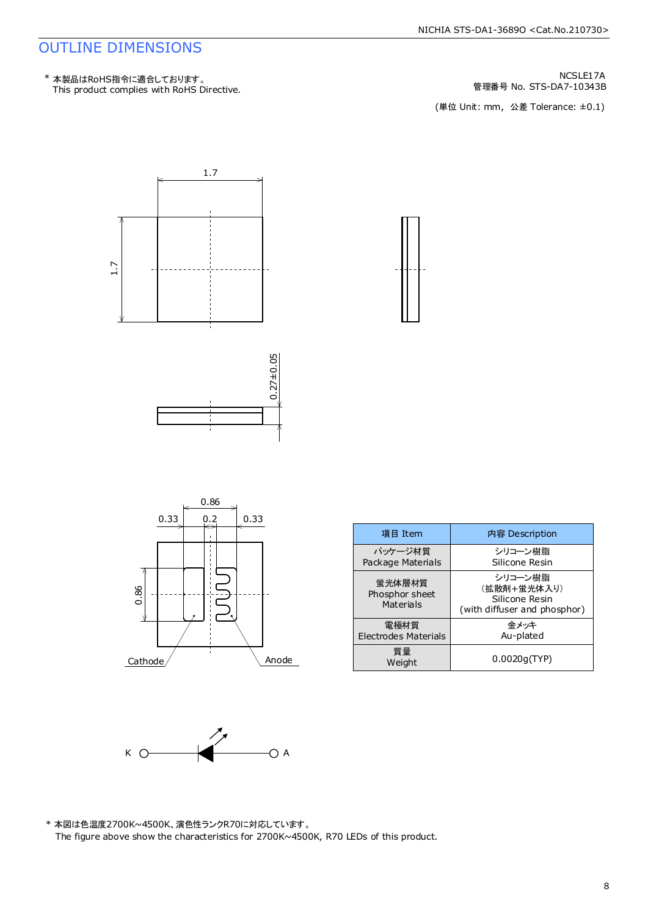# OUTLINE DIMENSIONS

\* 本製品はRoHS指令に適合しております。
This product complies with RoHS Directive.

NCSLE17A
管理番号 No. STS-DA7-10343B

(単位 Unit: mm, 公差 Tolerance: ±0.1)

1.7

1.7

0.27±0.05

0.86

0.33　0.2　0.33

0.86

Cathode　Anode

| 項目 Item | 内容 Description |
|---|---|
| パッケージ材質<br>Package Materials | シリコーン樹脂<br>Silicone Resin |
| 蛍光体層材質<br>Phosphor sheet<br>Materials | シリコーン樹脂<br>(拡散剤+蛍光体入り)<br>Silicone Resin<br>(with diffuser and phosphor) |
| 電極材質<br>Electrodes Materials | 金メッキ<br>Au-plated |
| 質量<br>Weight | 0.0020g(TYP) |

K　A

\* 本図は色温度2700K~4500K、演色性ランクR70に対応しています。
The figure above show the characteristics for 2700K~4500K, R70 LEDs of this product.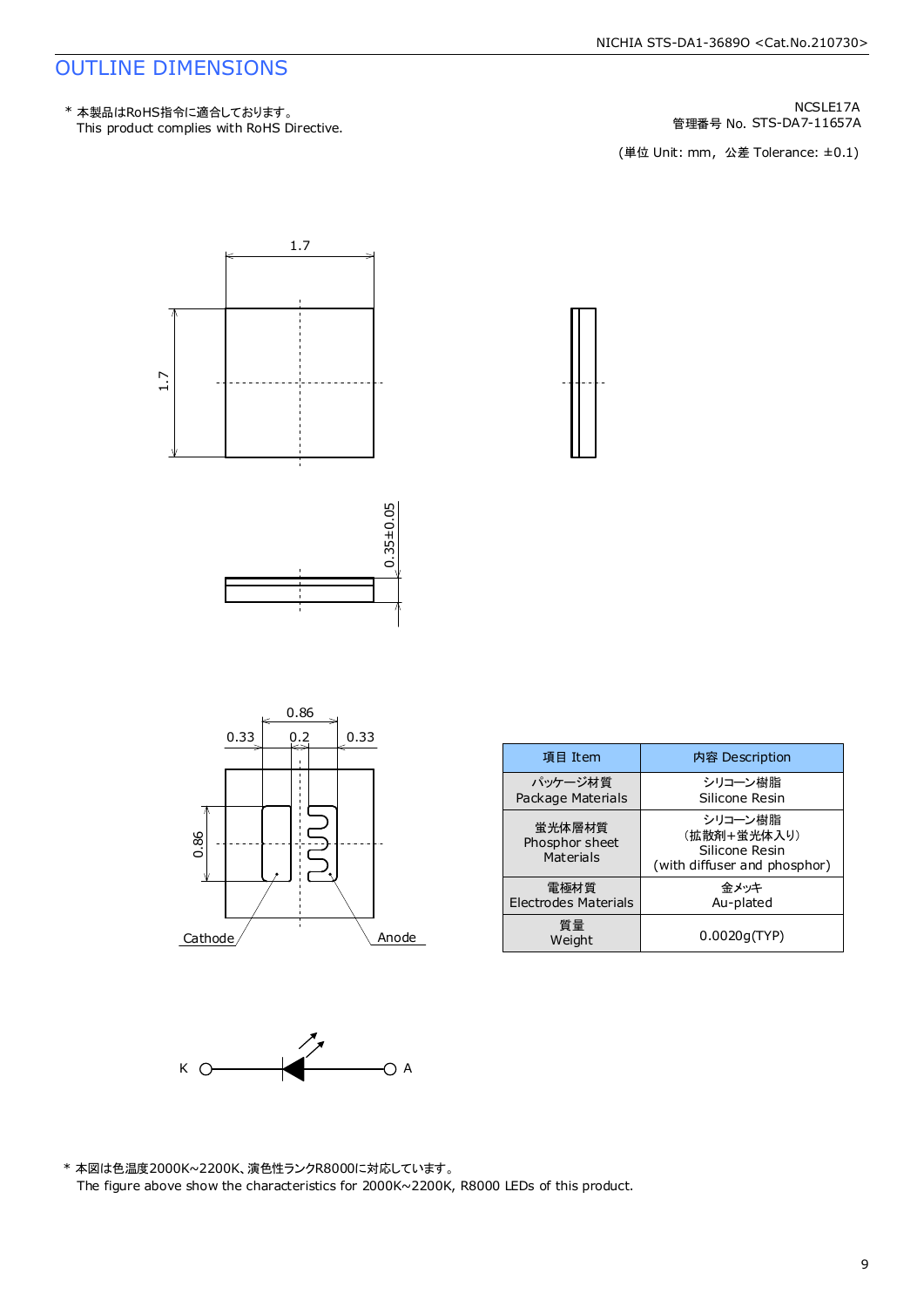# OUTLINE DIMENSIONS

\* 本製品はRoHS指令に適合しております。
This product complies with RoHS Directive.

NCSLE17A
管理番号 No. STS-DA7-11657A

(単位 Unit: mm, 公差 Tolerance: ±0.1)

1.7

1.7

0.35±0.05

0.86

0.33 0.2 0.33

0.86

Cathode Anode

| 項目 Item | 内容 Description |
|---|---|
| パッケージ材質<br>Package Materials | シリコーン樹脂<br>Silicone Resin |
| 蛍光体層材質<br>Phosphor sheet<br>Materials | シリコーン樹脂<br>(拡散剤+蛍光体入り)<br>Silicone Resin<br>(with diffuser and phosphor) |
| 電極材質<br>Electrodes Materials | 金メッキ<br>Au-plated |
| 質量<br>Weight | 0.0020g(TYP) |

K A

\* 本図は色温度2000K~2200K、演色性ランクR8000に対応しています。
The figure above show the characteristics for 2000K~2200K, R8000 LEDs of this product.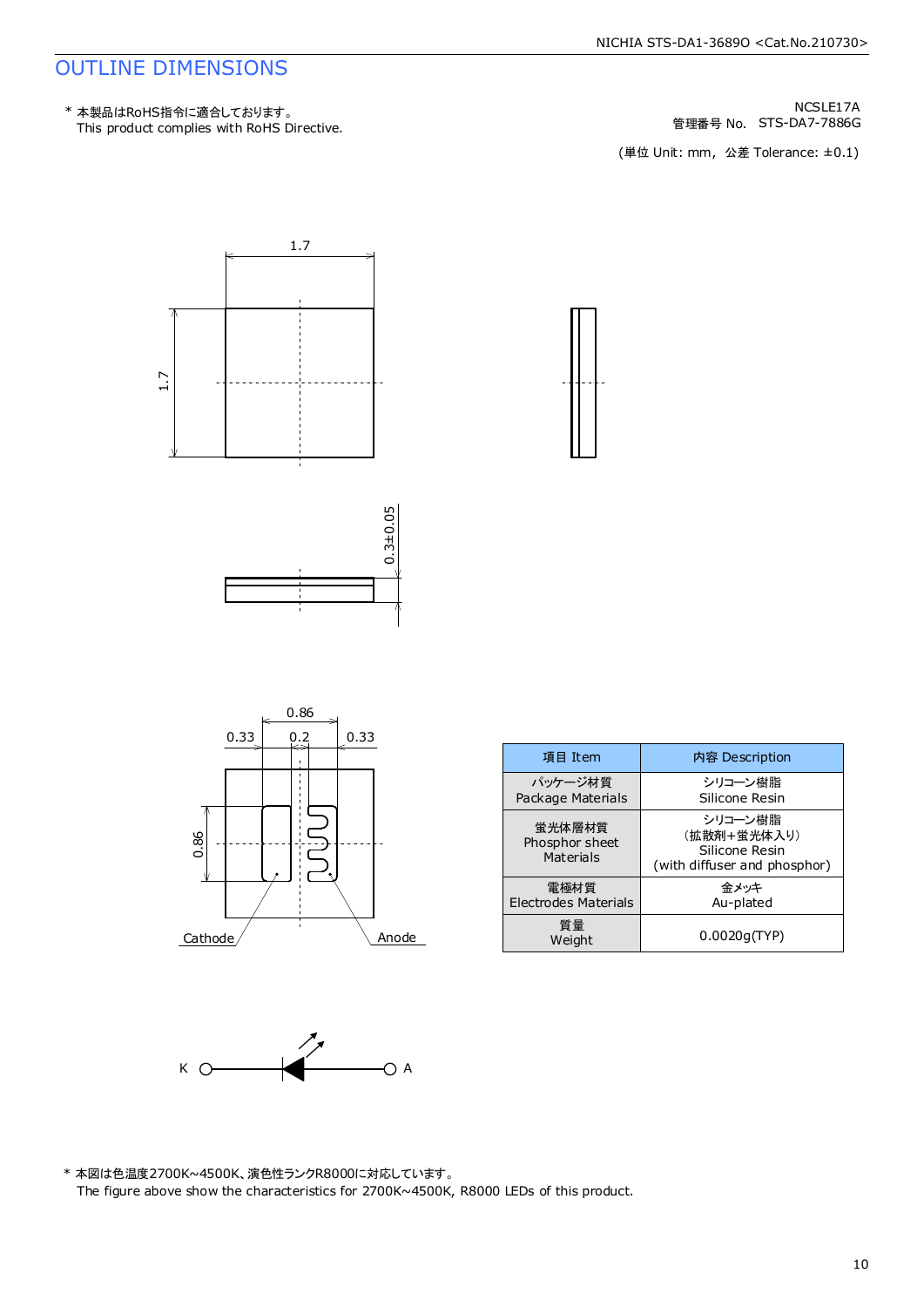# OUTLINE DIMENSIONS

\* 本製品はRoHS指令に適合しております。
This product complies with RoHS Directive.

NCSLE17A
管理番号 No.　STS-DA7-7886G

(単位 Unit: mm,　公差 Tolerance: ±0.1)

1.7

1.7

0.3±0.05

0.86

0.33　0.2　0.33

0.86

Cathode　Anode

| 項目 Item | 内容 Description |
|---|---|
| パッケージ材質<br>Package Materials | シリコーン樹脂<br>Silicone Resin |
| 蛍光体層材質<br>Phosphor sheet<br>Materials | シリコーン樹脂<br>(拡散剤+蛍光体入り)<br>Silicone Resin<br>(with diffuser and phosphor) |
| 電極材質<br>Electrodes Materials | 金メッキ<br>Au-plated |
| 質量<br>Weight | 0.0020g(TYP) |

K　A

\* 本図は色温度2700K~4500K、演色性ランクR8000に対応しています。
The figure above show the characteristics for 2700K~4500K, R8000 LEDs of this product.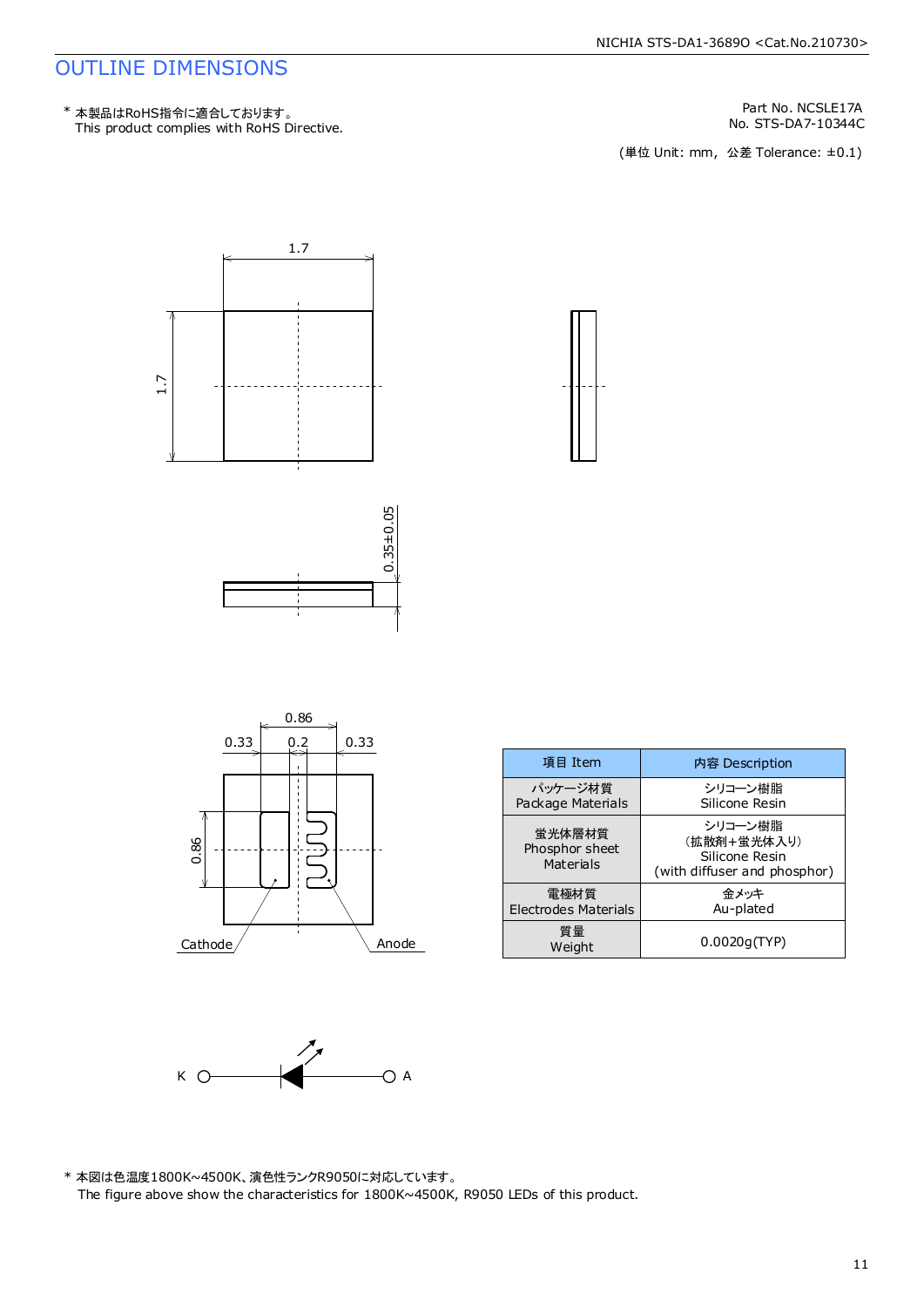# OUTLINE DIMENSIONS

\* 本製品はRoHS指令に適合しております。
This product complies with RoHS Directive.

Part No. NCSLE17A
No. STS-DA7-10344C

(単位 Unit: mm, 公差 Tolerance: ±0.1)

| 項目 Item | 内容 Description |
|---|---|
| パッケージ材質<br>Package Materials | シリコーン樹脂<br>Silicone Resin |
| 蛍光体層材質<br>Phosphor sheet Materials | シリコーン樹脂<br>(拡散剤+蛍光体入り)<br>Silicone Resin<br>(with diffuser and phosphor) |
| 電極材質<br>Electrodes Materials | 金メッキ<br>Au-plated |
| 質量<br>Weight | 0.0020g(TYP) |

\* 本図は色温度1800K~4500K、演色性ランクR9050に対応しています。
The figure above show the characteristics for 1800K~4500K, R9050 LEDs of this product.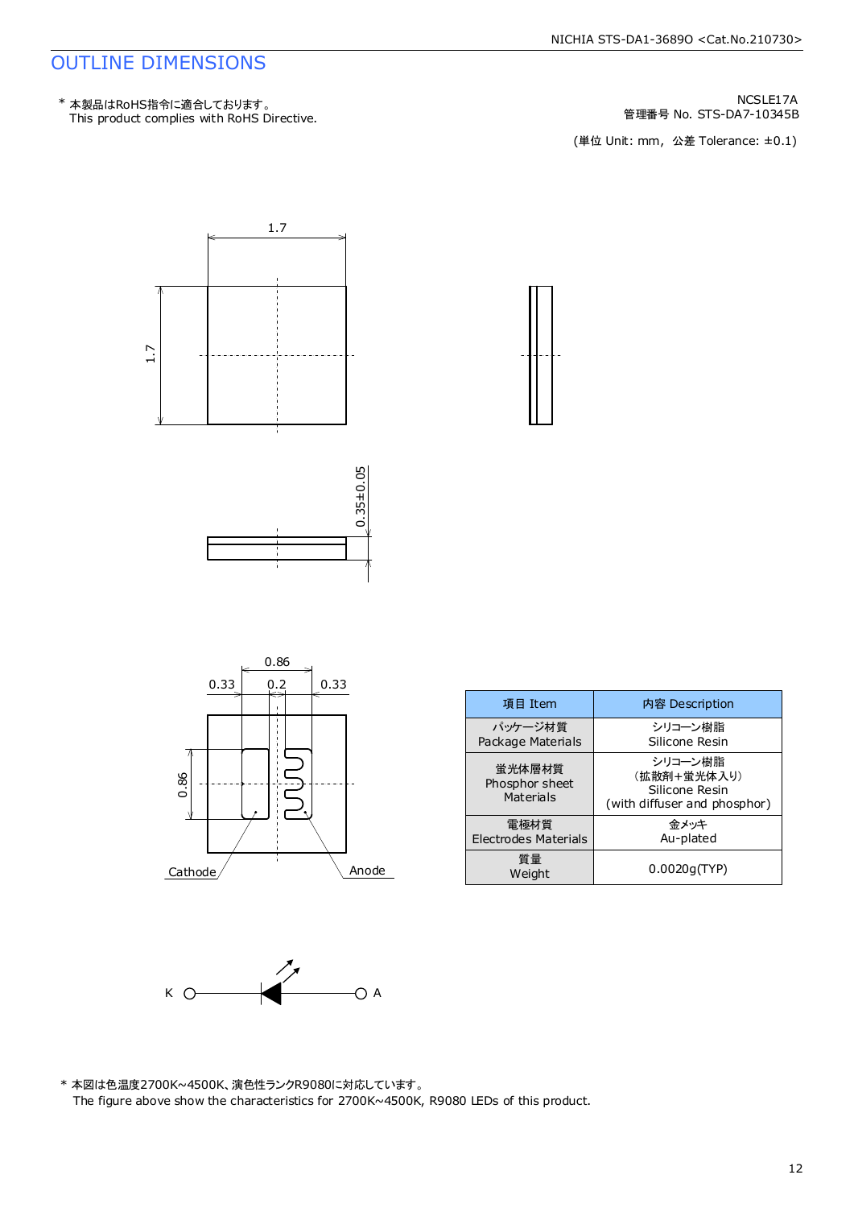# OUTLINE DIMENSIONS

\* 本製品はRoHS指令に適合しております。
This product complies with RoHS Directive.

NCSLE17A
管理番号 No. STS-DA7-10345B

(単位 Unit: mm, 公差 Tolerance: ±0.1)

1.7

1.7

0.35±0.05

0.86

0.33　0.2　0.33

0.86

Cathode　Anode

| 項目 Item | 内容 Description |
|---|---|
| パッケージ材質<br>Package Materials | シリコーン樹脂<br>Silicone Resin |
| 蛍光体層材質<br>Phosphor sheet<br>Materials | シリコーン樹脂<br>(拡散剤+蛍光体入り)<br>Silicone Resin<br>(with diffuser and phosphor) |
| 電極材質<br>Electrodes Materials | 金メッキ<br>Au-plated |
| 質量<br>Weight | 0.0020g(TYP) |

K　A

\* 本図は色温度2700K~4500K、演色性ランクR9080に対応しています。
The figure above show the characteristics for 2700K~4500K, R9080 LEDs of this product.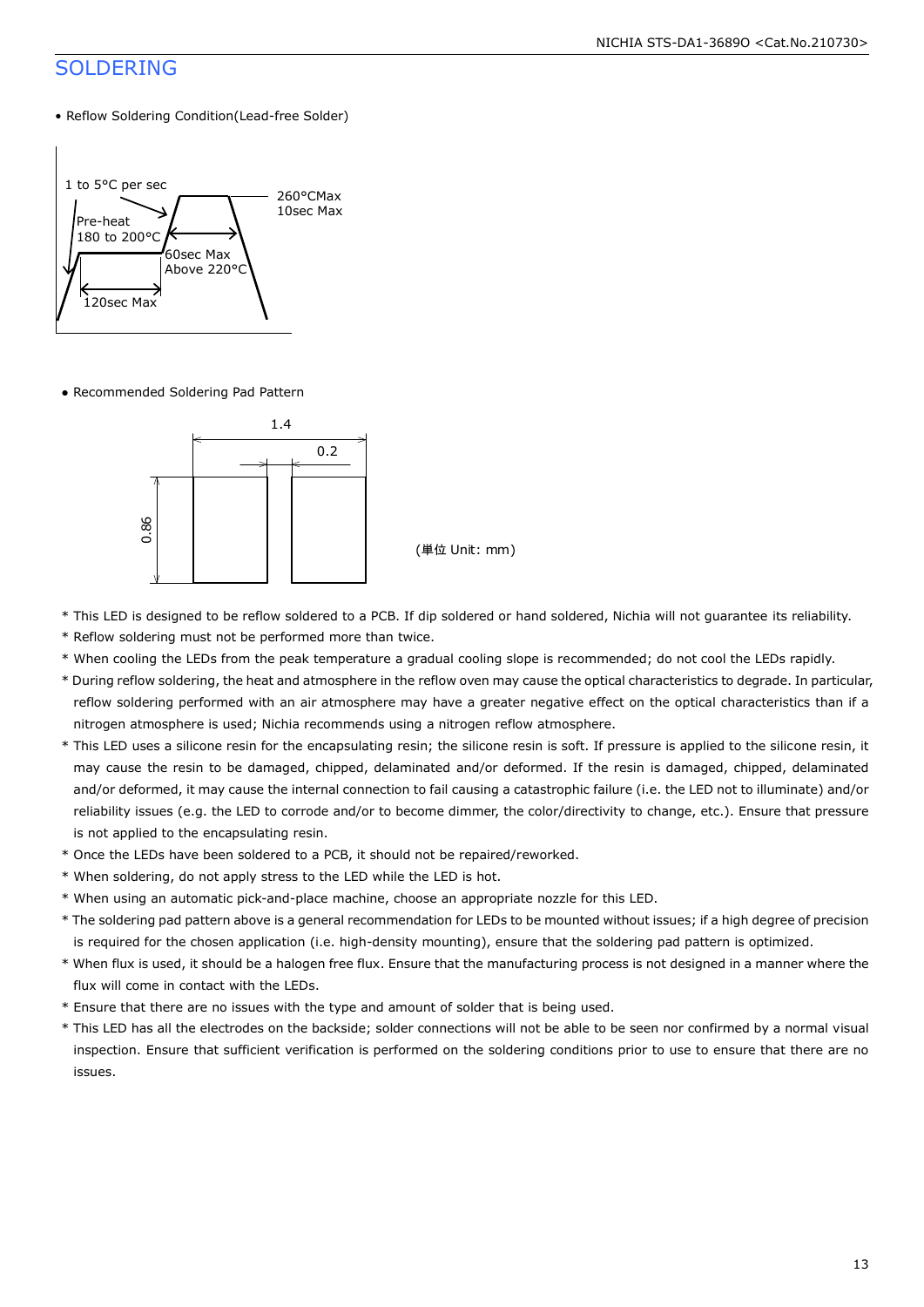## SOLDERING

- Reflow Soldering Condition(Lead-free Solder)

1 to 5°C per sec

Pre-heat
180 to 200°C

260°CMax
10sec Max

60sec Max
Above 220°C

120sec Max

- Recommended Soldering Pad Pattern

1.4

0.2

0.86

(単位 Unit: mm)

* This LED is designed to be reflow soldered to a PCB. If dip soldered or hand soldered, Nichia will not guarantee its reliability.
* Reflow soldering must not be performed more than twice.
* When cooling the LEDs from the peak temperature a gradual cooling slope is recommended; do not cool the LEDs rapidly.
* During reflow soldering, the heat and atmosphere in the reflow oven may cause the optical characteristics to degrade. In particular, reflow soldering performed with an air atmosphere may have a greater negative effect on the optical characteristics than if a nitrogen atmosphere is used; Nichia recommends using a nitrogen reflow atmosphere.
* This LED uses a silicone resin for the encapsulating resin; the silicone resin is soft. If pressure is applied to the silicone resin, it may cause the resin to be damaged, chipped, delaminated and/or deformed. If the resin is damaged, chipped, delaminated and/or deformed, it may cause the internal connection to fail causing a catastrophic failure (i.e. the LED not to illuminate) and/or reliability issues (e.g. the LED to corrode and/or to become dimmer, the color/directivity to change, etc.). Ensure that pressure is not applied to the encapsulating resin.
* Once the LEDs have been soldered to a PCB, it should not be repaired/reworked.
* When soldering, do not apply stress to the LED while the LED is hot.
* When using an automatic pick-and-place machine, choose an appropriate nozzle for this LED.
* The soldering pad pattern above is a general recommendation for LEDs to be mounted without issues; if a high degree of precision is required for the chosen application (i.e. high-density mounting), ensure that the soldering pad pattern is optimized.
* When flux is used, it should be a halogen free flux. Ensure that the manufacturing process is not designed in a manner where the flux will come in contact with the LEDs.
* Ensure that there are no issues with the type and amount of solder that is being used.
* This LED has all the electrodes on the backside; solder connections will not be able to be seen nor confirmed by a normal visual inspection. Ensure that sufficient verification is performed on the soldering conditions prior to use to ensure that there are no issues.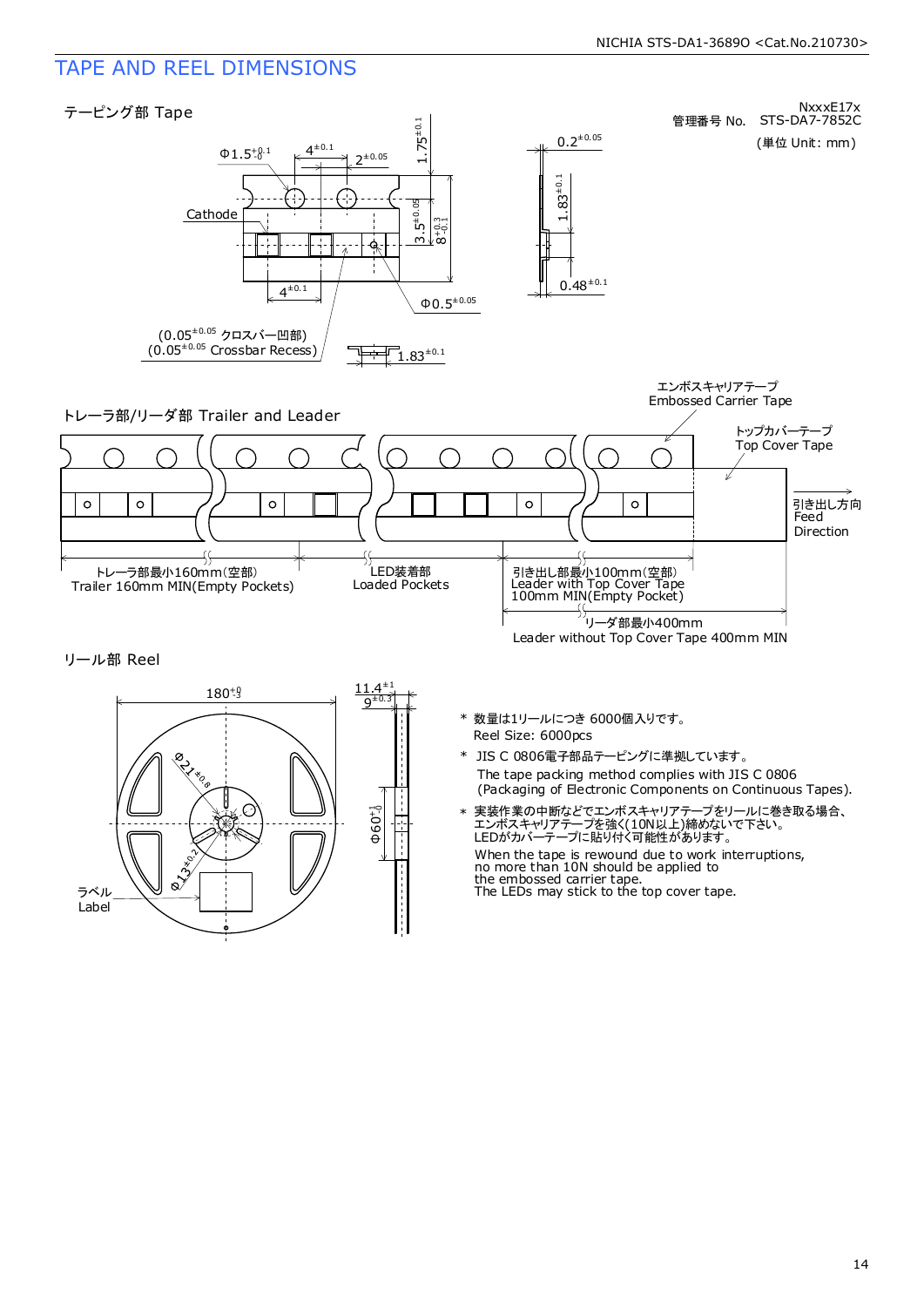# TAPE AND REEL DIMENSIONS

管理番号 No. NxxxE17x STS-DA7-7852C

(単位 Unit: mm)

## テーピング部 Tape

Φ1.5 $^{+0.1}_{-0}$　4 $^{\pm0.1}$　2 $^{\pm0.05}$　1.75 $^{\pm0.1}$　0.2 $^{\pm0.05}$

Cathode

3.5 $^{\pm0.05}$　8 $^{+0.3}_{-0.1}$　1.83 $^{\pm0.1}$　0.48 $^{\pm0.1}$

4 $^{\pm0.1}$　Φ0.5 $^{\pm0.05}$

(0.05 $^{\pm0.05}$ クロスバー凹部)
(0.05 $^{\pm0.05}$ Crossbar Recess)

1.83 $^{\pm0.1}$

## トレーラ部/リーダ部 Trailer and Leader

エンボスキャリアテープ
Embossed Carrier Tape

トップカバーテープ
Top Cover Tape

引き出し方向
Feed
Direction

トレーラ部最小160mm(空部)
Trailer 160mm MIN(Empty Pockets)

LED装着部
Loaded Pockets

引き出し部最小100mm(空部)
Leader with Top Cover Tape
100mm MIN(Empty Pocket)

リーダ部最小400mm
Leader without Top Cover Tape 400mm MIN

## リール部 Reel

180 $^{+0}_{-3}$　11.4 $^{\pm1}$　9 $^{\pm0.3}$

Φ21 $^{\pm0.8}$　Φ13 $^{\pm0.2}$　Φ60 $^{+1}_{-0}$

ラベル
Label

\* 数量は1リールにつき 6000個入りです。
Reel Size: 6000pcs

\* JIS C 0806電子部品テーピングに準拠しています。
The tape packing method complies with JIS C 0806
(Packaging of Electronic Components on Continuous Tapes).

\* 実装作業の中断などでエンボスキャリアテープをリールに巻き取る場合、
エンボスキャリアテープを強く(10N以上)締めないで下さい。
LEDがカバーテープに貼り付く可能性があります。

When the tape is rewound due to work interruptions,
no more than 10N should be applied to
the embossed carrier tape.
The LEDs may stick to the top cover tape.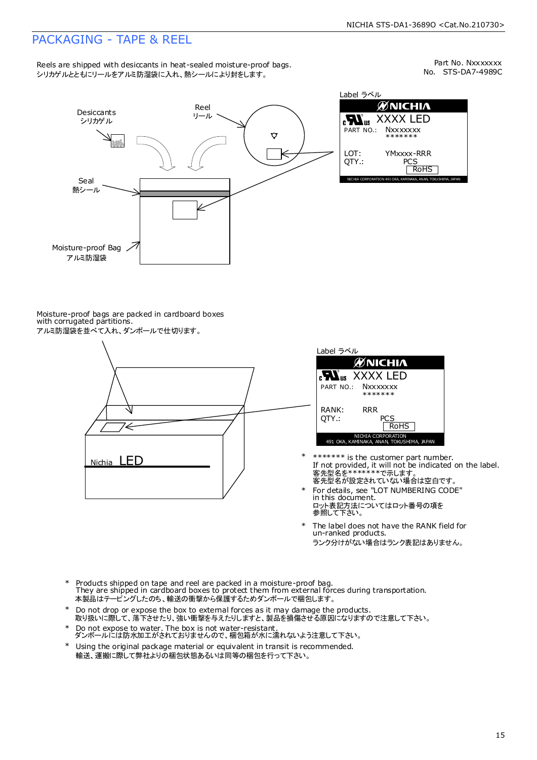# PACKAGING - TAPE & REEL

Part No. Nxxxxxxx
No. STS-DA7-4989C

Reels are shipped with desiccants in heat-sealed moisture-proof bags.
シリカゲルとともにリールをアルミ防湿袋に入れ、熱シールにより封をします。

Desiccants
シリカゲル

Reel
リール

Seal
熱シール

Moisture-proof Bag
アルミ防湿袋

Label ラベル

NICHIA
XXXX LED
PART NO.: Nxxxxxxx
*******
LOT: YMxxxx-RRR
QTY.: PCS
RoHS
NICHIA CORPORATION 491 OKA, KAMINAKA, ANAN, TOKUSHIMA, JAPAN

Moisture-proof bags are packed in cardboard boxes with corrugated partitions.
アルミ防湿袋を並べて入れ、ダンボールで仕切ります。

Nichia LED

Label ラベル

NICHIA
XXXX LED
PART NO.: Nxxxxxxx
*******
RANK: RRR
QTY.: PCS
RoHS
NICHIA CORPORATION
491 OKA, KAMINAKA, ANAN, TOKUSHIMA, JAPAN

- ******* is the customer part number.
  If not provided, it will not be indicated on the label.
  客先型名を*******で示します。
  客先型名が設定されていない場合は空白です。
- For details, see "LOT NUMBERING CODE" in this document.
  ロット表記方法についてはロット番号の項を参照して下さい。
- The label does not have the RANK field for un-ranked products.
  ランク分けがない場合はランク表記はありません。

- Products shipped on tape and reel are packed in a moisture-proof bag.
  They are shipped in cardboard boxes to protect them from external forces during transportation.
  本製品はテーピングしたのち、輸送の衝撃から保護するためダンボールで梱包します。
- Do not drop or expose the box to external forces as it may damage the products.
  取り扱いに際して、落下させたり、強い衝撃を与えたりしますと、製品を損傷させる原因になりますので注意して下さい。
- Do not expose to water. The box is not water-resistant.
  ダンボールには防水加工がされておりませんので、梱包箱が水に濡れないよう注意して下さい。
- Using the original package material or equivalent in transit is recommended.
  輸送、運搬に際して弊社よりの梱包状態あるいは同等の梱包を行って下さい。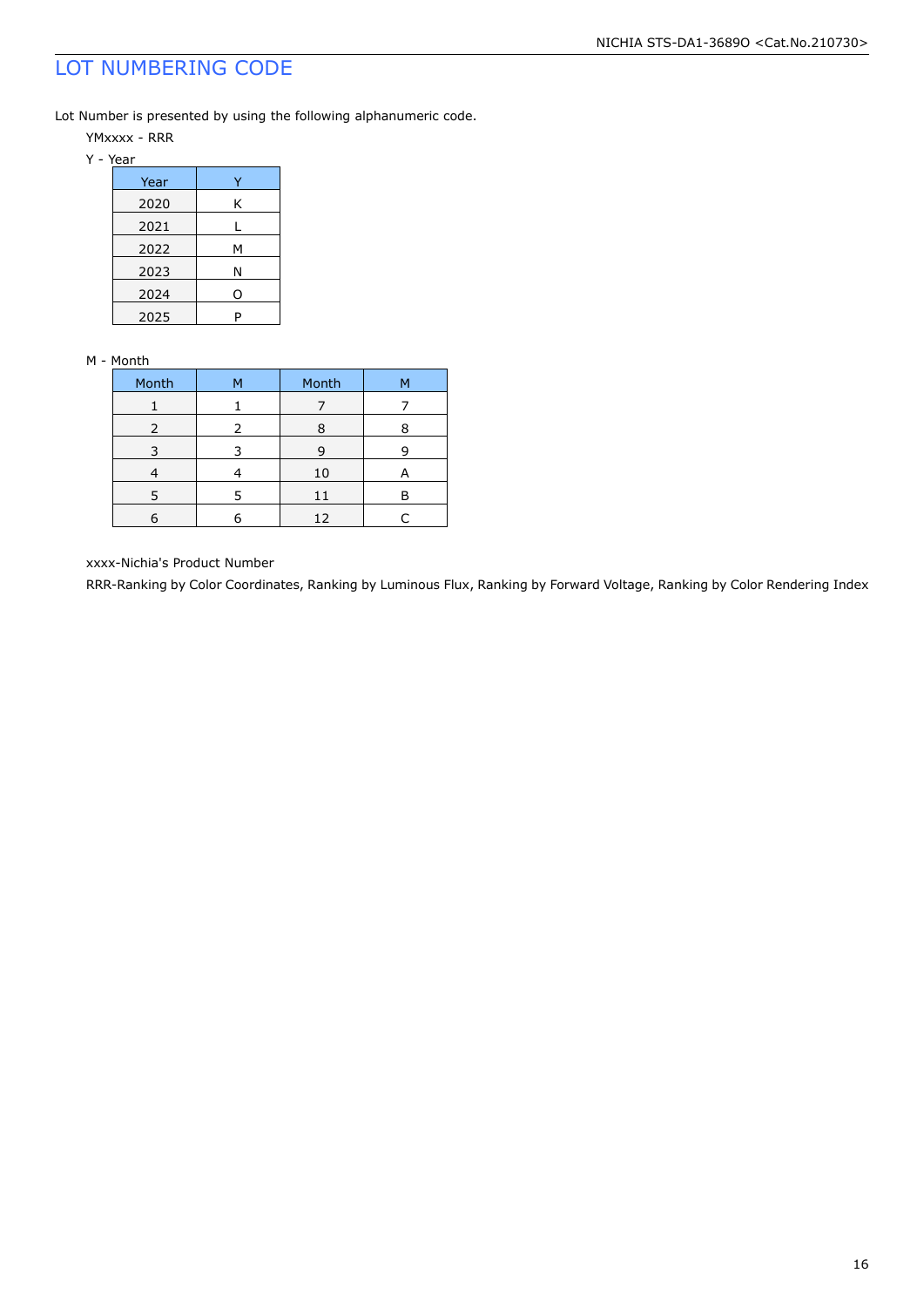# LOT NUMBERING CODE

Lot Number is presented by using the following alphanumeric code.

YMxxxx - RRR

Y - Year

| Year | Y |
|---|---|
| 2020 | K |
| 2021 | L |
| 2022 | M |
| 2023 | N |
| 2024 | O |
| 2025 | P |

M - Month

| Month | M | Month | M |
|---|---|---|---|
| 1 | 1 | 7 | 7 |
| 2 | 2 | 8 | 8 |
| 3 | 3 | 9 | 9 |
| 4 | 4 | 10 | A |
| 5 | 5 | 11 | B |
| 6 | 6 | 12 | C |

xxxx-Nichia's Product Number

RRR-Ranking by Color Coordinates, Ranking by Luminous Flux, Ranking by Forward Voltage, Ranking by Color Rendering Index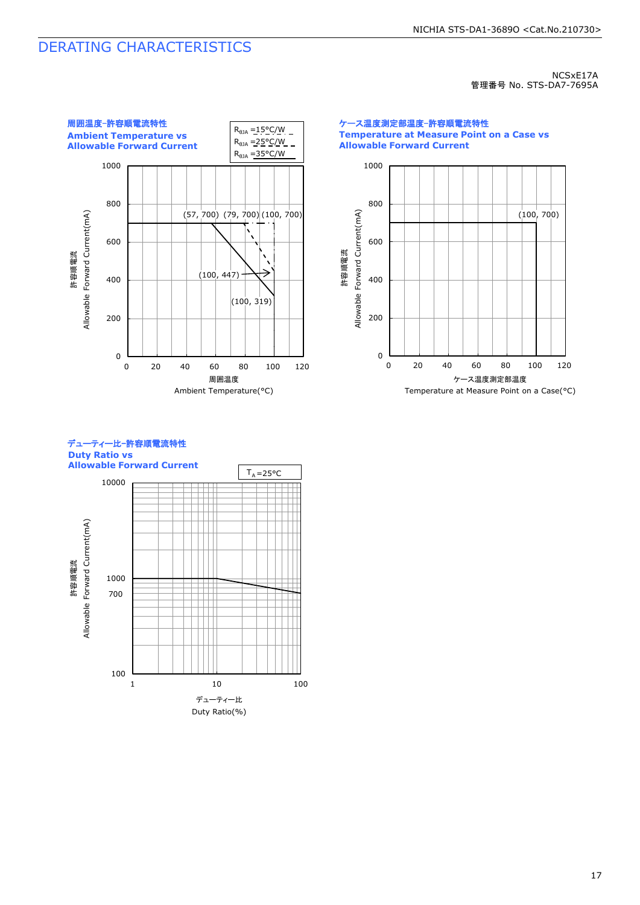# DERATING CHARACTERISTICS

NCSxE17A
管理番号 No. STS-DA7-7695A

### 周囲温度-許容順電流特性
**Ambient Temperature vs Allowable Forward Current**

$R_{θJA}$ =15°C/W
$R_{θJA}$ =25°C/W
$R_{θJA}$ =35°C/W

(57, 700) (79, 700) (100, 700)
(100, 447)
(100, 319)

許容順電流 Allowable Forward Current(mA)

周囲温度 Ambient Temperature(°C)

### ケース温度測定部温度-許容順電流特性
**Temperature at Measure Point on a Case vs Allowable Forward Current**

(100, 700)

許容順電流 Allowable Forward Current(mA)

ケース温度測定部温度 Temperature at Measure Point on a Case(°C)

### デューティー比-許容順電流特性
**Duty Ratio vs Allowable Forward Current**

$T_A$=25°C

許容順電流 Allowable Forward Current(mA)

デューティー比 Duty Ratio(%)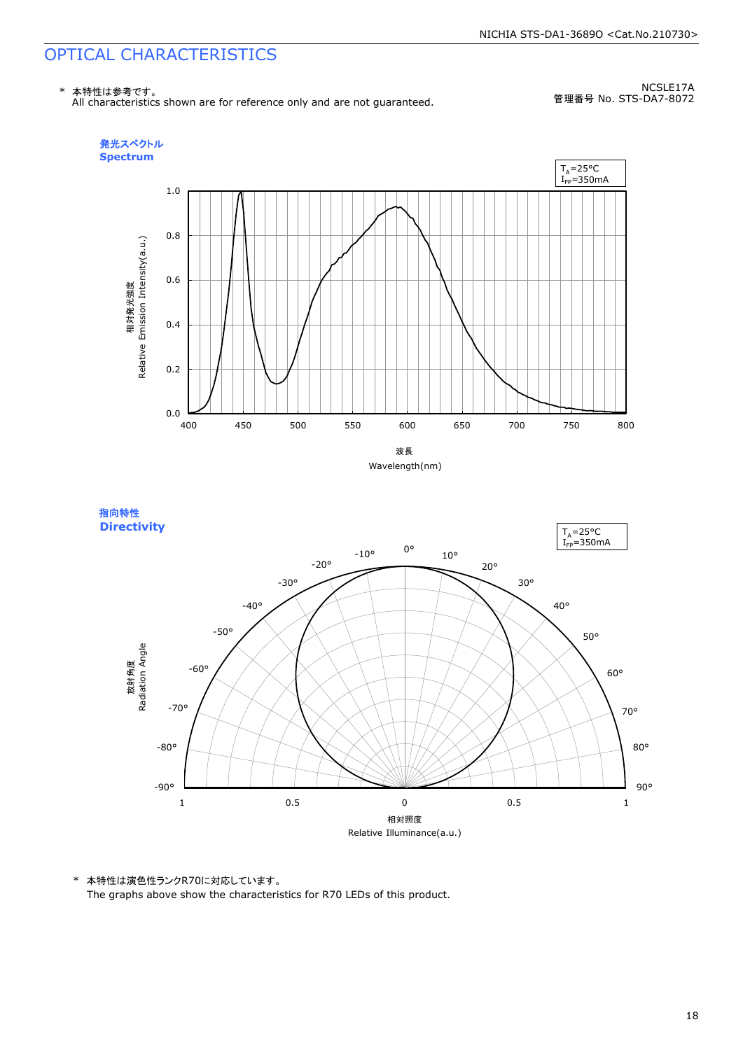# OPTICAL CHARACTERISTICS

\* 本特性は参考です。
All characteristics shown are for reference only and are not guaranteed.

NCSLE17A
管理番号 No. STS-DA7-8072

**発光スペクトル**
**Spectrum**

$T_A$=25°C
$I_{FP}$=350mA

相対発光強度
Relative Emission Intensity(a.u.)

波長
Wavelength(nm)

**指向特性**
**Directivity**

$T_A$=25°C
$I_{FP}$=350mA

放射角度
Radiation Angle

相対照度
Relative Illuminance(a.u.)

\* 本特性は演色性ランクR70に対応しています。
The graphs above show the characteristics for R70 LEDs of this product.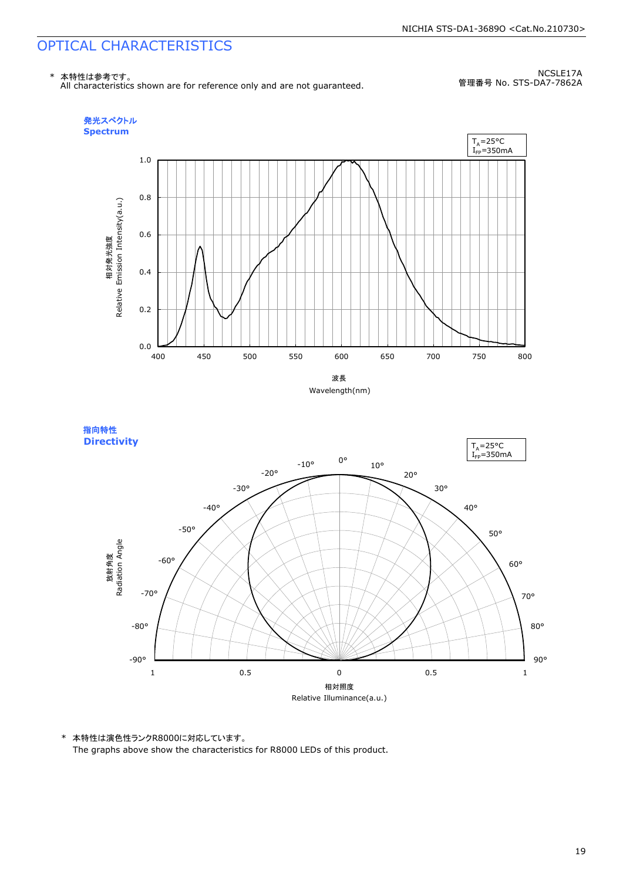# OPTICAL CHARACTERISTICS

\* 本特性は参考です。
All characteristics shown are for reference only and are not guaranteed.

NCSLE17A
管理番号 No. STS-DA7-7862A

**発光スペクトル**
**Spectrum**

$T_A$=25°C
$I_{FP}$=350mA

相対発光強度
Relative Emission Intensity(a.u.)

波長
Wavelength(nm)

**指向特性**
**Directivity**

$T_A$=25°C
$I_{FP}$=350mA

放射角度
Radiation Angle

相対照度
Relative Illuminance(a.u.)

\* 本特性は演色性ランクR8000に対応しています。
The graphs above show the characteristics for R8000 LEDs of this product.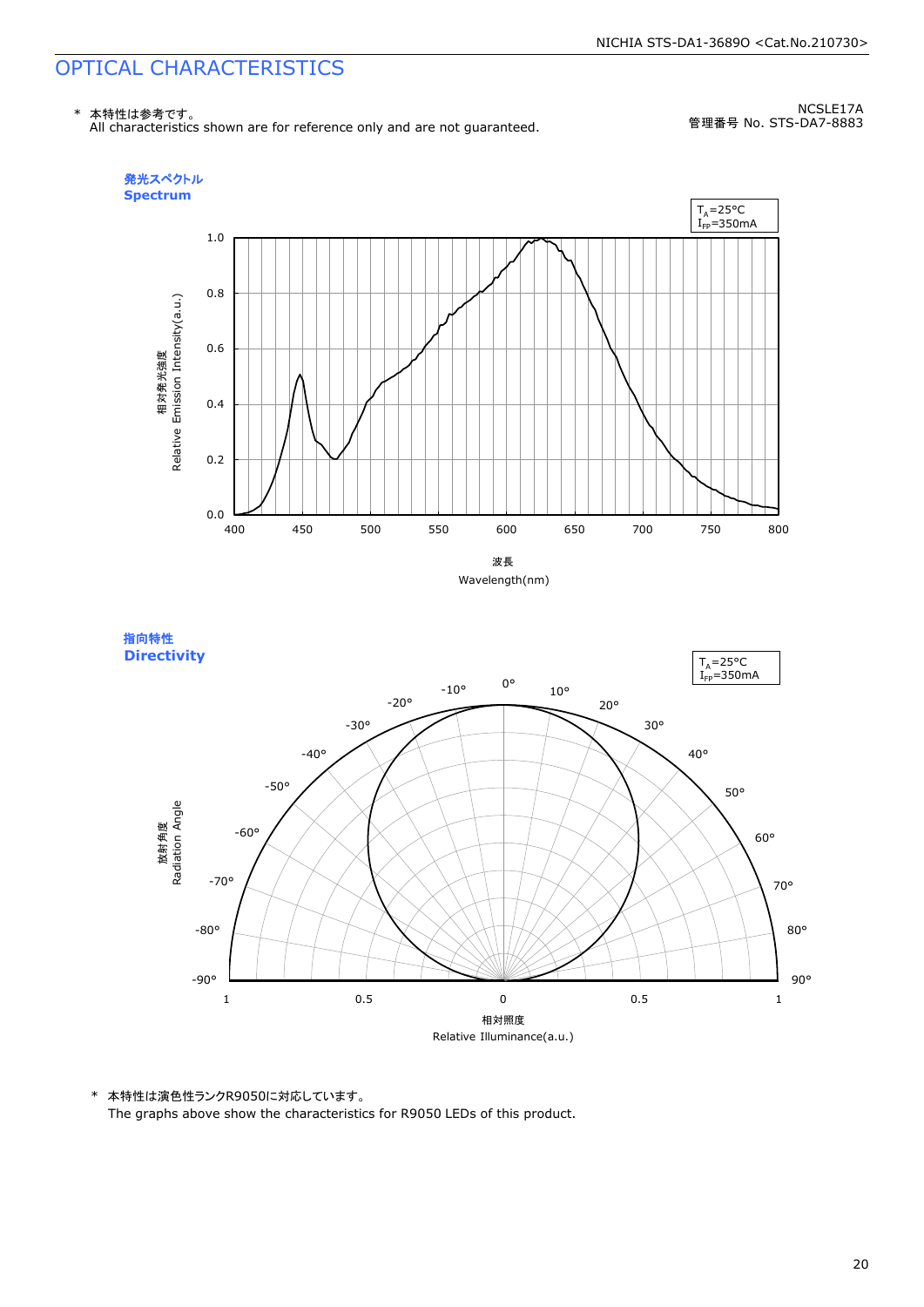# OPTICAL CHARACTERISTICS

\* 本特性は参考です。
All characteristics shown are for reference only and are not guaranteed.

NCSLE17A
管理番号 No. STS-DA7-8883

### 発光スペクトル
### Spectrum

$T_A$=25°C
$I_{FP}$=350mA

相対発光強度
Relative Emission Intensity(a.u.)

波長
Wavelength(nm)

### 指向特性
### Directivity

$T_A$=25°C
$I_{FP}$=350mA

放射角度
Radiation Angle

相対照度
Relative Illuminance(a.u.)

\* 本特性は演色性ランクR9050に対応しています。
The graphs above show the characteristics for R9050 LEDs of this product.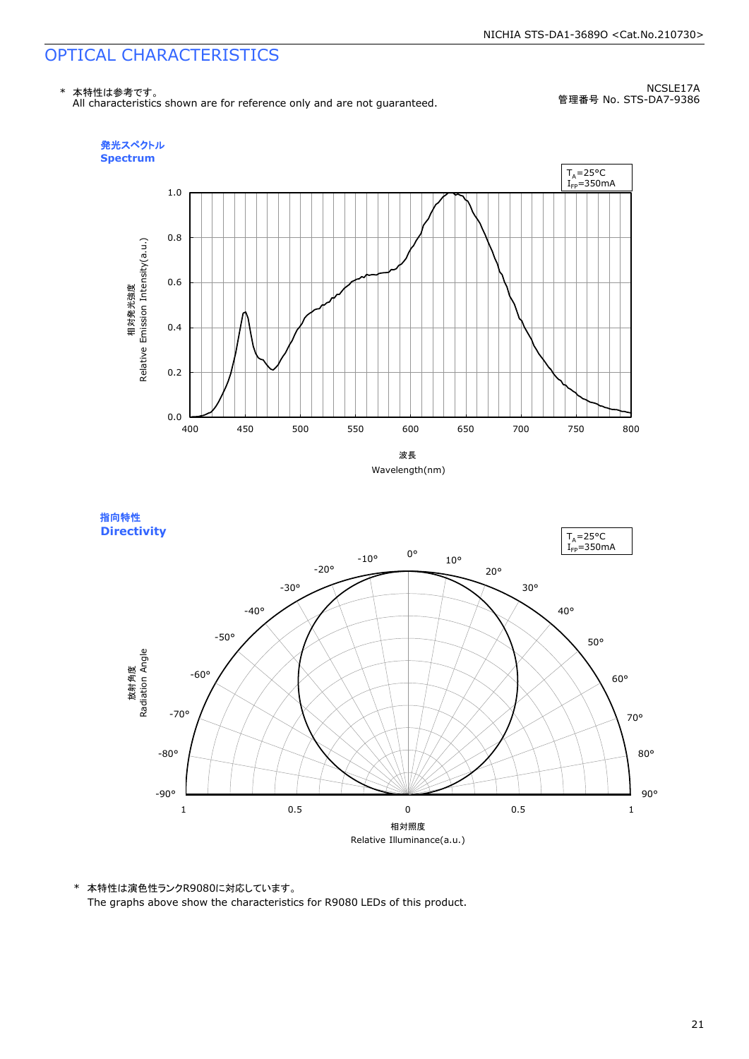# OPTICAL CHARACTERISTICS

\* 本特性は参考です。
All characteristics shown are for reference only and are not guaranteed.

NCSLE17A
管理番号 No. STS-DA7-9386

## 発光スペクトル
## Spectrum

$T_A$=25°C
$I_{FP}$=350mA

相対発光強度
Relative Emission Intensity(a.u.)

波長
Wavelength(nm)

## 指向特性
## Directivity

$T_A$=25°C
$I_{FP}$=350mA

放射角度
Radiation Angle

相対照度
Relative Illuminance(a.u.)

\* 本特性は演色性ランクR9080に対応しています。
The graphs above show the characteristics for R9080 LEDs of this product.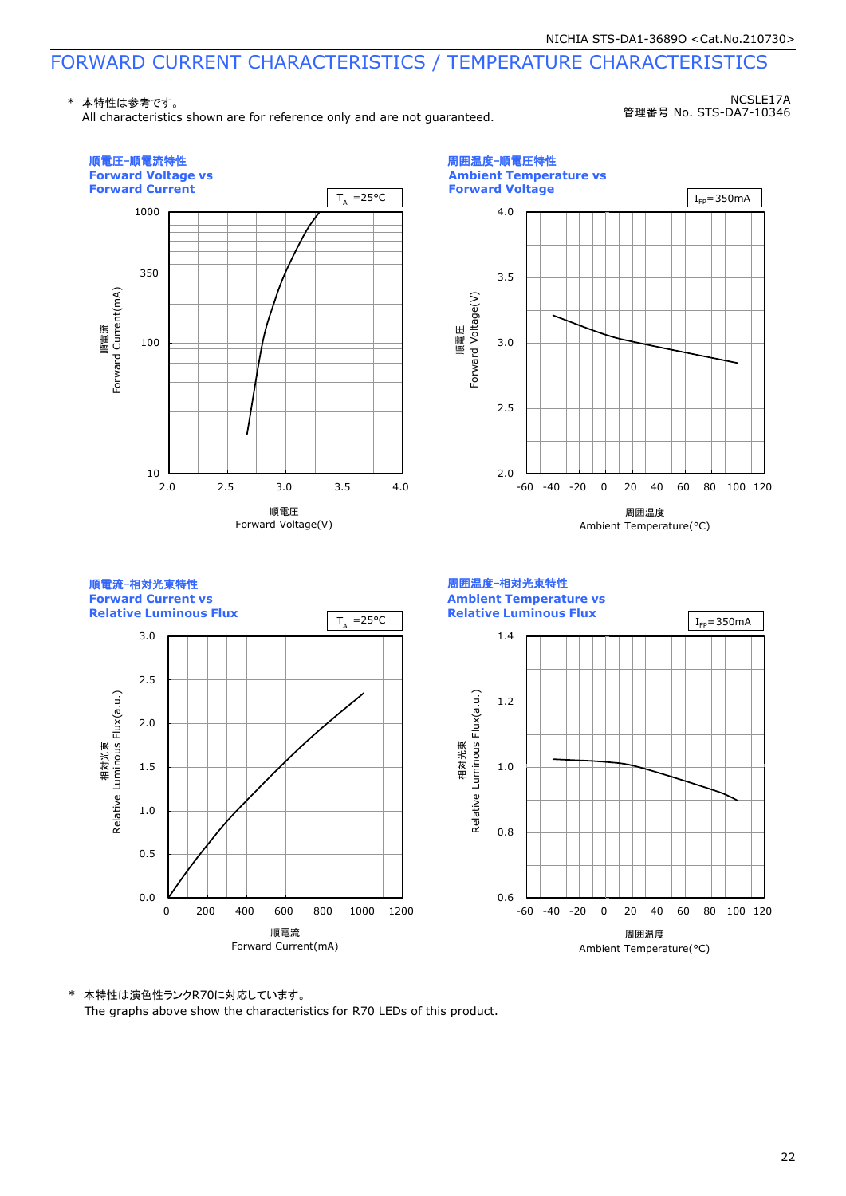# FORWARD CURRENT CHARACTERISTICS / TEMPERATURE CHARACTERISTICS

\* 本特性は参考です。
All characteristics shown are for reference only and are not guaranteed.

NCSLE17A
管理番号 No. STS-DA7-10346

## 順電圧-順電流特性
**Forward Voltage vs Forward Current**

$T_A$ =25°C

順電流 Forward Current(mA): 10, 100, 350, 1000

順電圧 Forward Voltage(V): 2.0, 2.5, 3.0, 3.5, 4.0

## 周囲温度-順電圧特性
**Ambient Temperature vs Forward Voltage**

$I_{FP}$=350mA

順電圧 Forward Voltage(V): 2.0, 2.5, 3.0, 3.5, 4.0

周囲温度 Ambient Temperature(°C): -60, -40, -20, 0, 20, 40, 60, 80, 100, 120

## 順電流-相対光束特性
**Forward Current vs Relative Luminous Flux**

$T_A$ =25°C

相対光束 Relative Luminous Flux(a.u.): 0.0, 0.5, 1.0, 1.5, 2.0, 2.5, 3.0

順電流 Forward Current(mA): 0, 200, 400, 600, 800, 1000, 1200

## 周囲温度-相対光束特性
**Ambient Temperature vs Relative Luminous Flux**

$I_{FP}$=350mA

相対光束 Relative Luminous Flux(a.u.): 0.6, 0.8, 1.0, 1.2, 1.4

周囲温度 Ambient Temperature(°C): -60, -40, -20, 0, 20, 40, 60, 80, 100, 120

\* 本特性は演色性ランクR70に対応しています。
The graphs above show the characteristics for R70 LEDs of this product.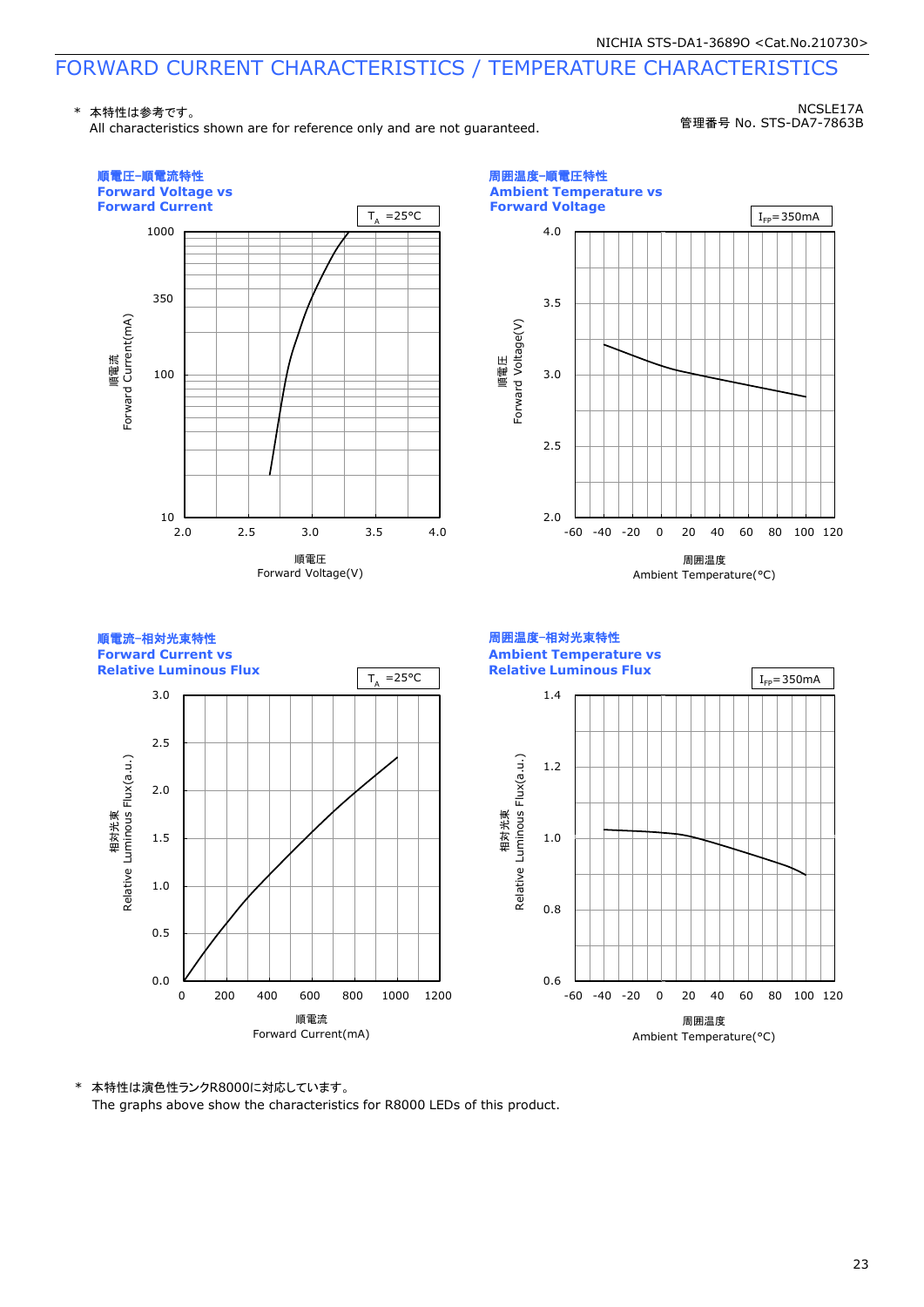# FORWARD CURRENT CHARACTERISTICS / TEMPERATURE CHARACTERISTICS

\* 本特性は参考です。
All characteristics shown are for reference only and are not guaranteed.

NCSLE17A
管理番号 No. STS-DA7-7863B

**順電圧-順電流特性**
**Forward Voltage vs Forward Current**

$T_A$ =25°C

順電流 Forward Current(mA): 10, 100, 350, 1000

順電圧 Forward Voltage(V): 2.0, 2.5, 3.0, 3.5, 4.0

**周囲温度-順電圧特性**
**Ambient Temperature vs Forward Voltage**

$I_{FP}$=350mA

順電圧 Forward Voltage(V): 2.0, 2.5, 3.0, 3.5, 4.0

周囲温度 Ambient Temperature(°C): -60, -40, -20, 0, 20, 40, 60, 80, 100, 120

**順電流-相対光束特性**
**Forward Current vs Relative Luminous Flux**

$T_A$ =25°C

相対光束 Relative Luminous Flux(a.u.): 0.0, 0.5, 1.0, 1.5, 2.0, 2.5, 3.0

順電流 Forward Current(mA): 0, 200, 400, 600, 800, 1000, 1200

**周囲温度-相対光束特性**
**Ambient Temperature vs Relative Luminous Flux**

$I_{FP}$=350mA

相対光束 Relative Luminous Flux(a.u.): 0.6, 0.8, 1.0, 1.2, 1.4

周囲温度 Ambient Temperature(°C): -60, -40, -20, 0, 20, 40, 60, 80, 100, 120

\* 本特性は演色性ランクR8000に対応しています。
The graphs above show the characteristics for R8000 LEDs of this product.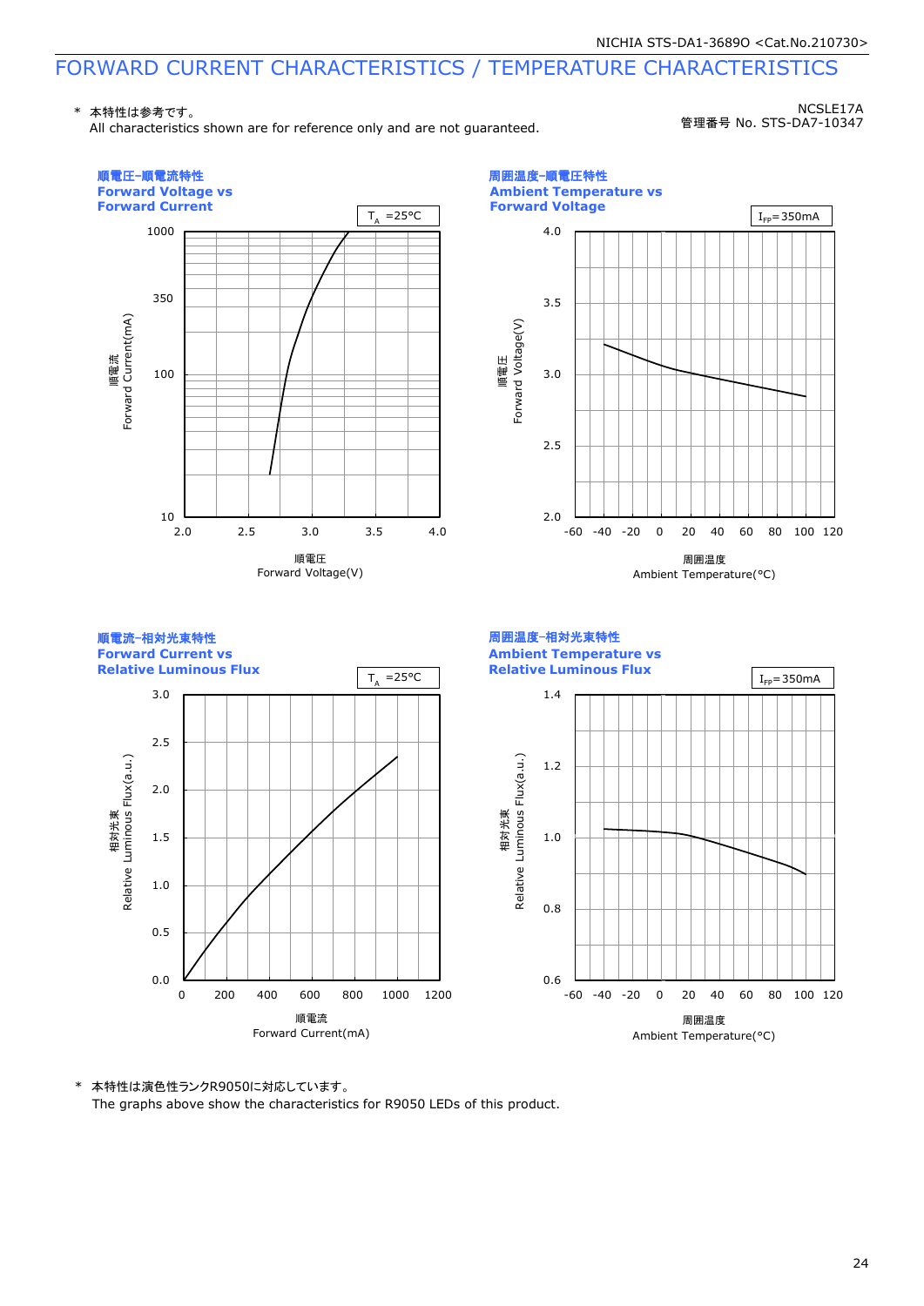# FORWARD CURRENT CHARACTERISTICS / TEMPERATURE CHARACTERISTICS

\* 本特性は参考です。
All characteristics shown are for reference only and are not guaranteed.

NCSLE17A
管理番号 No. STS-DA7-10347

## 順電圧-順電流特性
## Forward Voltage vs Forward Current

$T_A$ =25°C

Forward Current(mA) 順電流: 10, 100, 350, 1000

Forward Voltage(V) 順電圧: 2.0, 2.5, 3.0, 3.5, 4.0

## 周囲温度-順電圧特性
## Ambient Temperature vs Forward Voltage

$I_{FP}$=350mA

Forward Voltage(V) 順電圧: 2.0, 2.5, 3.0, 3.5, 4.0

Ambient Temperature(°C) 周囲温度: -60, -40, -20, 0, 20, 40, 60, 80, 100, 120

## 順電流-相対光束特性
## Forward Current vs Relative Luminous Flux

$T_A$ =25°C

Relative Luminous Flux(a.u.) 相対光束: 0.0, 0.5, 1.0, 1.5, 2.0, 2.5, 3.0

Forward Current(mA) 順電流: 0, 200, 400, 600, 800, 1000, 1200

## 周囲温度-相対光束特性
## Ambient Temperature vs Relative Luminous Flux

$I_{FP}$=350mA

Relative Luminous Flux(a.u.) 相対光束: 0.6, 0.8, 1.0, 1.2, 1.4

Ambient Temperature(°C) 周囲温度: -60, -40, -20, 0, 20, 40, 60, 80, 100, 120

\* 本特性は演色性ランクR9050に対応しています。
The graphs above show the characteristics for R9050 LEDs of this product.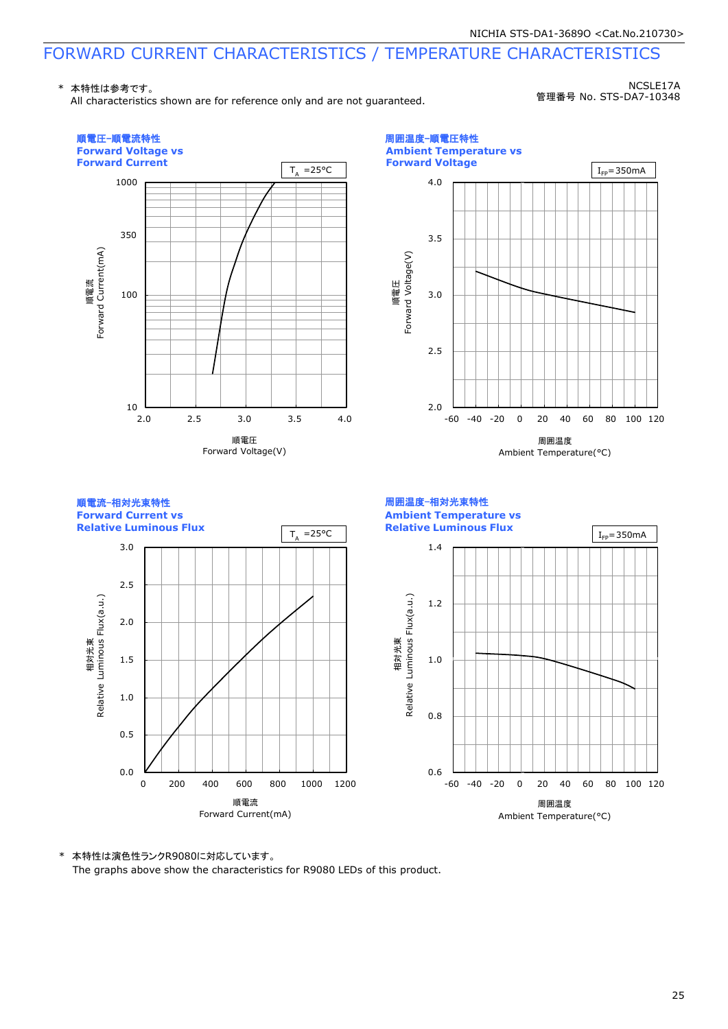# FORWARD CURRENT CHARACTERISTICS / TEMPERATURE CHARACTERISTICS

\* 本特性は参考です。
All characteristics shown are for reference only and are not guaranteed.

NCSLE17A
管理番号 No. STS-DA7-10348

### 順電圧-順電流特性
### Forward Voltage vs Forward Current

$T_A$ =25°C

Forward Current(mA) 順電流: 10, 100, 350, 1000
Forward Voltage(V) 順電圧: 2.0, 2.5, 3.0, 3.5, 4.0

### 周囲温度-順電圧特性
### Ambient Temperature vs Forward Voltage

$I_{FP}$=350mA

Forward Voltage(V) 順電圧: 2.0, 2.5, 3.0, 3.5, 4.0
Ambient Temperature(°C) 周囲温度: -60, -40, -20, 0, 20, 40, 60, 80, 100, 120

### 順電流-相対光束特性
### Forward Current vs Relative Luminous Flux

$T_A$ =25°C

Relative Luminous Flux(a.u.) 相対光束: 0.0, 0.5, 1.0, 1.5, 2.0, 2.5, 3.0
Forward Current(mA) 順電流: 0, 200, 400, 600, 800, 1000, 1200

### 周囲温度-相対光束特性
### Ambient Temperature vs Relative Luminous Flux

$I_{FP}$=350mA

Relative Luminous Flux(a.u.) 相対光束: 0.6, 0.8, 1.0, 1.2, 1.4
Ambient Temperature(°C) 周囲温度: -60, -40, -20, 0, 20, 40, 60, 80, 100, 120

\* 本特性は演色性ランクR9080に対応しています。
The graphs above show the characteristics for R9080 LEDs of this product.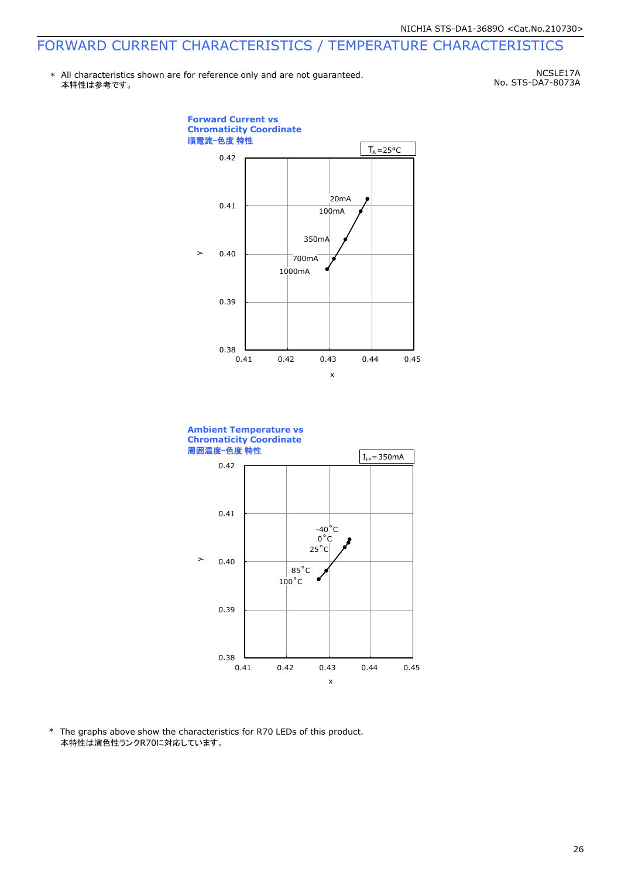# FORWARD CURRENT CHARACTERISTICS / TEMPERATURE CHARACTERISTICS

\* All characteristics shown are for reference only and are not guaranteed.
本特性は参考です。

NCSLE17A
No. STS-DA7-8073A

**Forward Current vs Chromaticity Coordinate**
**順電流-色度 特性**

$T_A$=25°C

y: 0.38, 0.39, 0.40, 0.41, 0.42
x: 0.41, 0.42, 0.43, 0.44, 0.45

20mA, 100mA, 350mA, 700mA, 1000mA

**Ambient Temperature vs Chromaticity Coordinate**
**周囲温度-色度 特性**

$I_{FP}$=350mA

y: 0.38, 0.39, 0.40, 0.41, 0.42
x: 0.41, 0.42, 0.43, 0.44, 0.45

-40°C, 0°C, 25°C, 85°C, 100°C

\* The graphs above show the characteristics for R70 LEDs of this product.
本特性は演色性ランクR70に対応しています。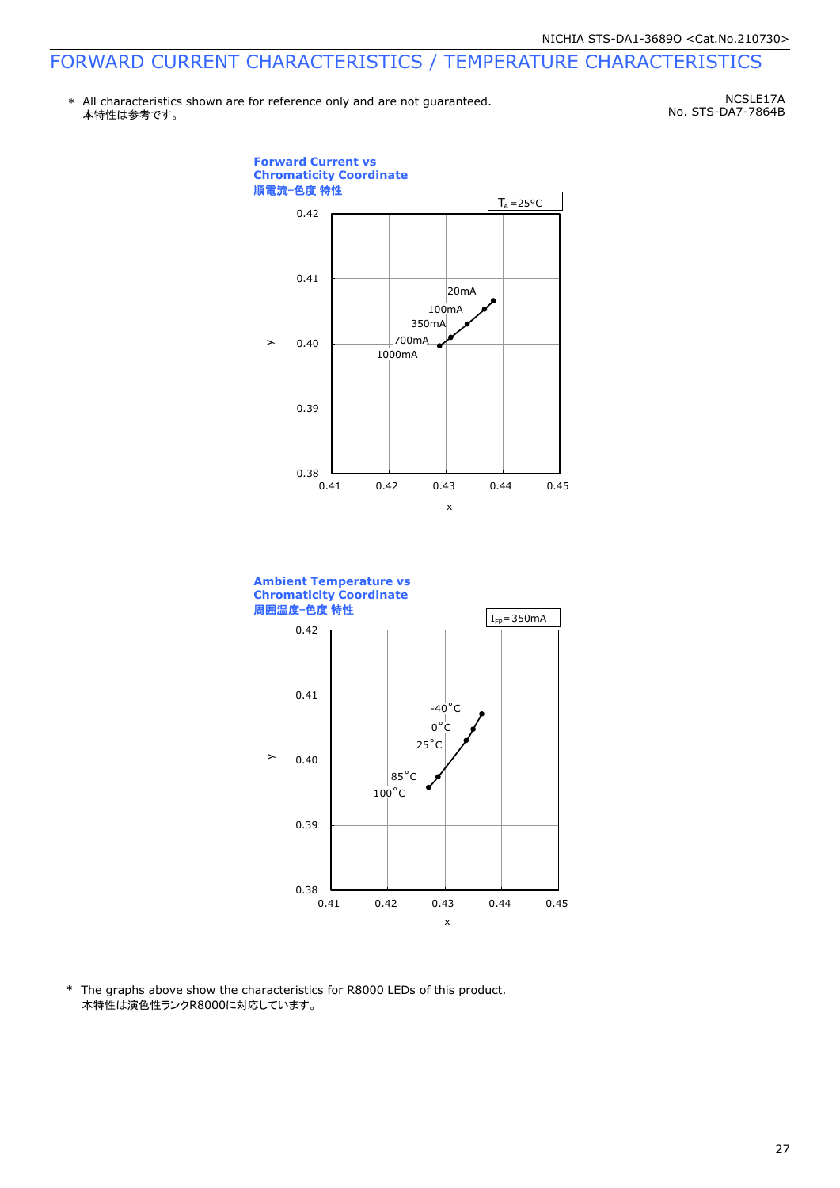# FORWARD CURRENT CHARACTERISTICS / TEMPERATURE CHARACTERISTICS

\* All characteristics shown are for reference only and are not guaranteed.
本特性は参考です。

NCSLE17A
No. STS-DA7-7864B

**Forward Current vs Chromaticity Coordinate**
**順電流-色度 特性**

$T_A$=25°C

y: 0.38, 0.39, 0.40, 0.41, 0.42
x: 0.41, 0.42, 0.43, 0.44, 0.45

20mA
100mA
350mA
700mA
1000mA

**Ambient Temperature vs Chromaticity Coordinate**
**周囲温度-色度 特性**

$I_{FP}$=350mA

y: 0.38, 0.39, 0.40, 0.41, 0.42
x: 0.41, 0.42, 0.43, 0.44, 0.45

-40°C
0°C
25°C
85°C
100°C

\* The graphs above show the characteristics for R8000 LEDs of this product.
本特性は演色性ランクR8000に対応しています。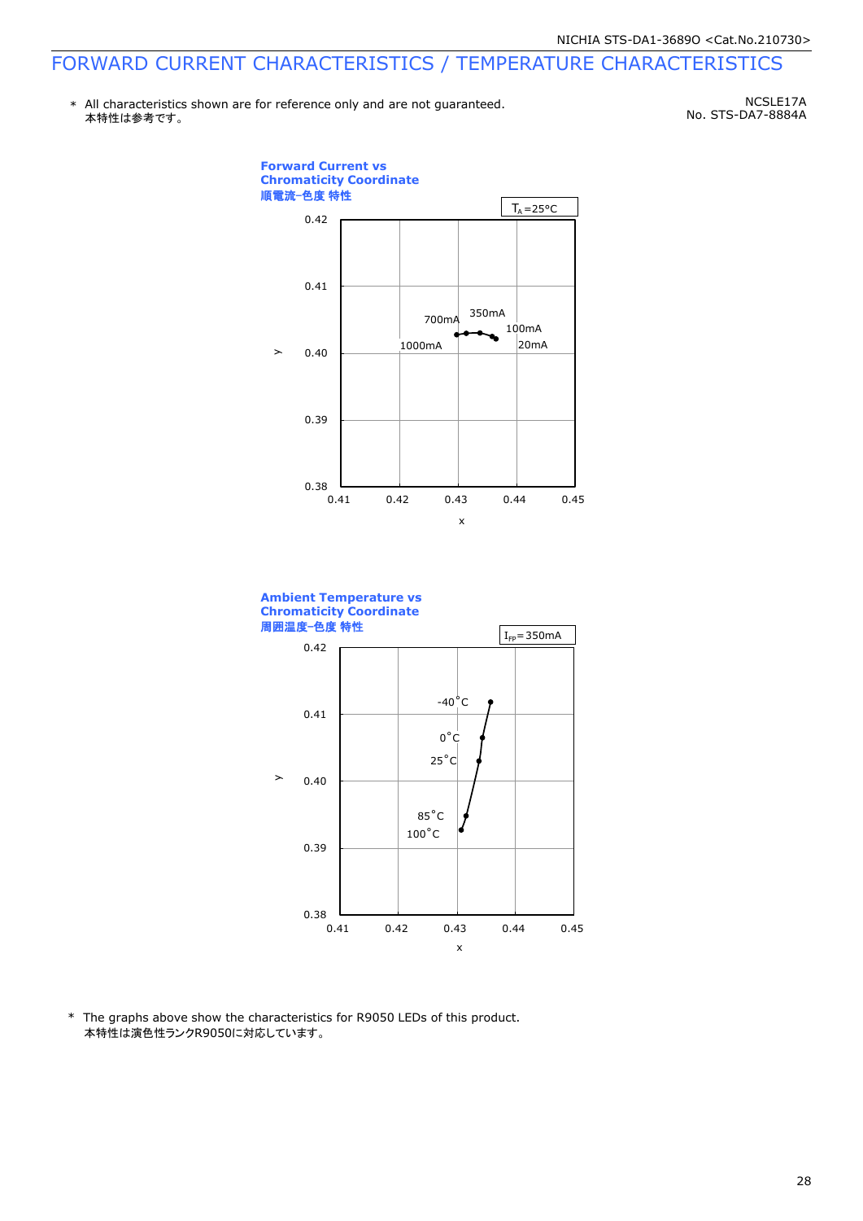# FORWARD CURRENT CHARACTERISTICS / TEMPERATURE CHARACTERISTICS

\* All characteristics shown are for reference only and are not guaranteed.
本特性は参考です。

NCSLE17A
No. STS-DA7-8884A

**Forward Current vs Chromaticity Coordinate**
**順電流-色度 特性**

$T_A$=25°C

y: 0.38, 0.39, 0.40, 0.41, 0.42
x: 0.41, 0.42, 0.43, 0.44, 0.45

1000mA, 700mA, 350mA, 100mA, 20mA

**Ambient Temperature vs Chromaticity Coordinate**
**周囲温度-色度 特性**

$I_{FP}$=350mA

y: 0.38, 0.39, 0.40, 0.41, 0.42
x: 0.41, 0.42, 0.43, 0.44, 0.45

-40°C, 0°C, 25°C, 85°C, 100°C

\* The graphs above show the characteristics for R9050 LEDs of this product.
本特性は演色性ランクR9050に対応しています。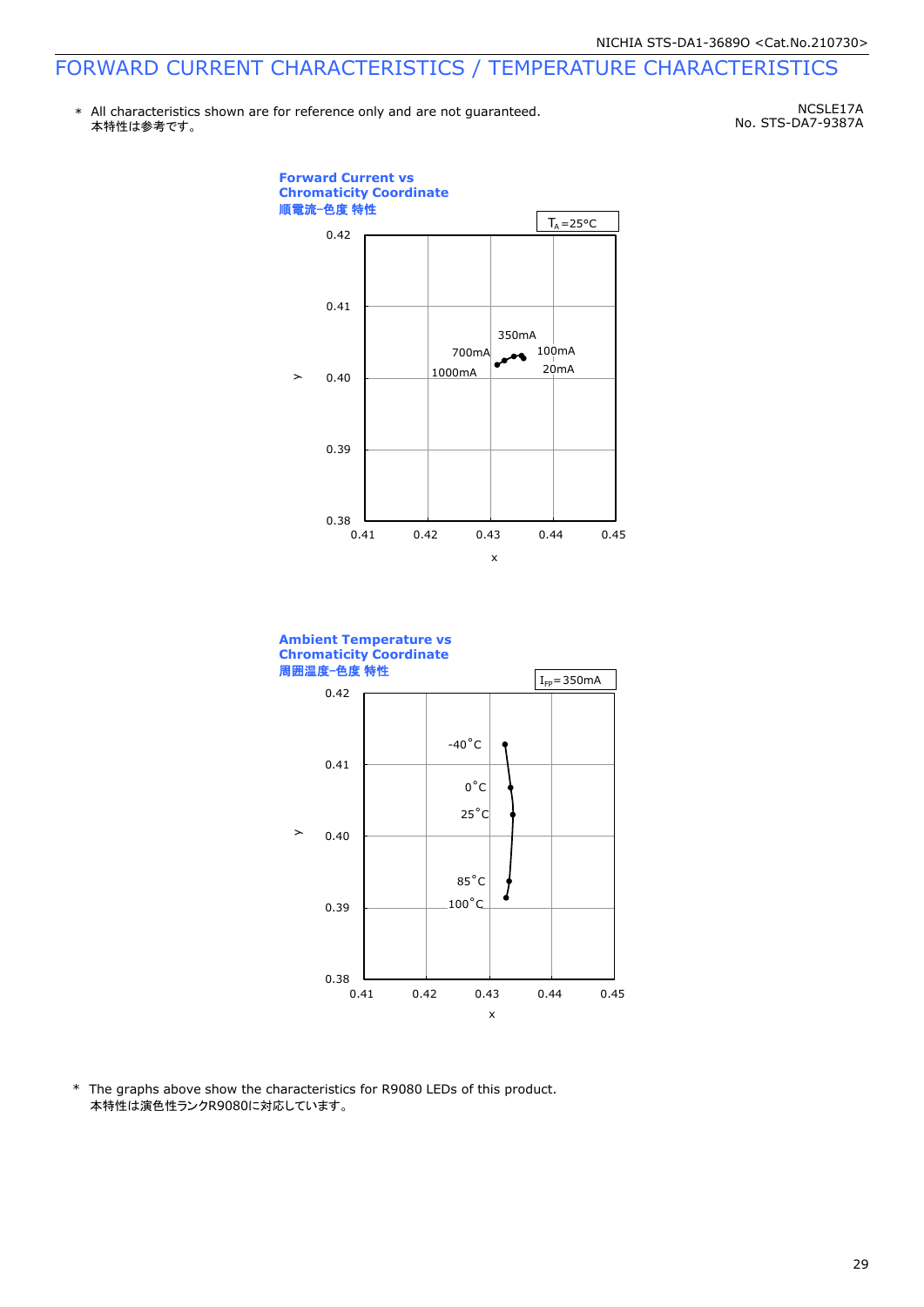# FORWARD CURRENT CHARACTERISTICS / TEMPERATURE CHARACTERISTICS

\* All characteristics shown are for reference only and are not guaranteed.
本特性は参考です。

NCSLE17A
No. STS-DA7-9387A

**Forward Current vs Chromaticity Coordinate**
**順電流‒色度 特性**

$T_A$=25°C

y: 0.38, 0.39, 0.40, 0.41, 0.42
x: 0.41, 0.42, 0.43, 0.44, 0.45

Labels: 350mA, 700mA, 100mA, 1000mA, 20mA

**Ambient Temperature vs Chromaticity Coordinate**
**周囲温度‒色度 特性**

$I_{FP}$=350mA

y: 0.38, 0.39, 0.40, 0.41, 0.42
x: 0.41, 0.42, 0.43, 0.44, 0.45

Labels: -40°C, 0°C, 25°C, 85°C, 100°C

\* The graphs above show the characteristics for R9080 LEDs of this product.
本特性は演色性ランクR9080に対応しています。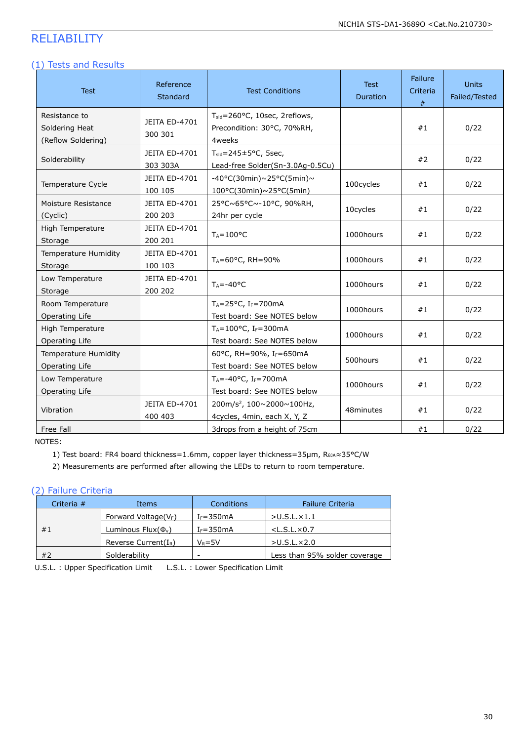# RELIABILITY

## (1) Tests and Results

| Test | Reference Standard | Test Conditions | Test Duration | Failure Criteria # | Units Failed/Tested |
|---|---|---|---|---|---|
| Resistance to Soldering Heat (Reflow Soldering) | JEITA ED-4701 300 301 | $T_{sld}$=260°C, 10sec, 2reflows, Precondition: 30°C, 70%RH, 4weeks | | #1 | 0/22 |
| Solderability | JEITA ED-4701 303 303A | $T_{sld}$=245±5°C, 5sec, Lead-free Solder(Sn-3.0Ag-0.5Cu) | | #2 | 0/22 |
| Temperature Cycle | JEITA ED-4701 100 105 | -40°C(30min)~25°C(5min)~ 100°C(30min)~25°C(5min) | 100cycles | #1 | 0/22 |
| Moisture Resistance (Cyclic) | JEITA ED-4701 200 203 | 25°C~65°C~-10°C, 90%RH, 24hr per cycle | 10cycles | #1 | 0/22 |
| High Temperature Storage | JEITA ED-4701 200 201 | $T_A$=100°C | 1000hours | #1 | 0/22 |
| Temperature Humidity Storage | JEITA ED-4701 100 103 | $T_A$=60°C, RH=90% | 1000hours | #1 | 0/22 |
| Low Temperature Storage | JEITA ED-4701 200 202 | $T_A$=-40°C | 1000hours | #1 | 0/22 |
| Room Temperature Operating Life | | $T_A$=25°C, $I_F$=700mA Test board: See NOTES below | 1000hours | #1 | 0/22 |
| High Temperature Operating Life | | $T_A$=100°C, $I_F$=300mA Test board: See NOTES below | 1000hours | #1 | 0/22 |
| Temperature Humidity Operating Life | | 60°C, RH=90%, $I_F$=650mA Test board: See NOTES below | 500hours | #1 | 0/22 |
| Low Temperature Operating Life | | $T_A$=-40°C, $I_F$=700mA Test board: See NOTES below | 1000hours | #1 | 0/22 |
| Vibration | JEITA ED-4701 400 403 | 200m/s$^2$, 100~2000~100Hz, 4cycles, 4min, each X, Y, Z | 48minutes | #1 | 0/22 |
| Free Fall | | 3drops from a height of 75cm | | #1 | 0/22 |

NOTES:

1) Test board: FR4 board thickness=1.6mm, copper layer thickness=35μm, $R_{\theta JA}$≈35°C/W
2) Measurements are performed after allowing the LEDs to return to room temperature.

## (2) Failure Criteria

| Criteria # | Items | Conditions | Failure Criteria |
|---|---|---|---|
| #1 | Forward Voltage($V_F$) | $I_F$=350mA | >U.S.L.×1.1 |
| | Luminous Flux($\Phi_v$) | $I_F$=350mA | <L.S.L.×0.7 |
| | Reverse Current($I_R$) | $V_R$=5V | >U.S.L.×2.0 |
| #2 | Solderability | - | Less than 95% solder coverage |

U.S.L. : Upper Specification Limit L.S.L. : Lower Specification Limit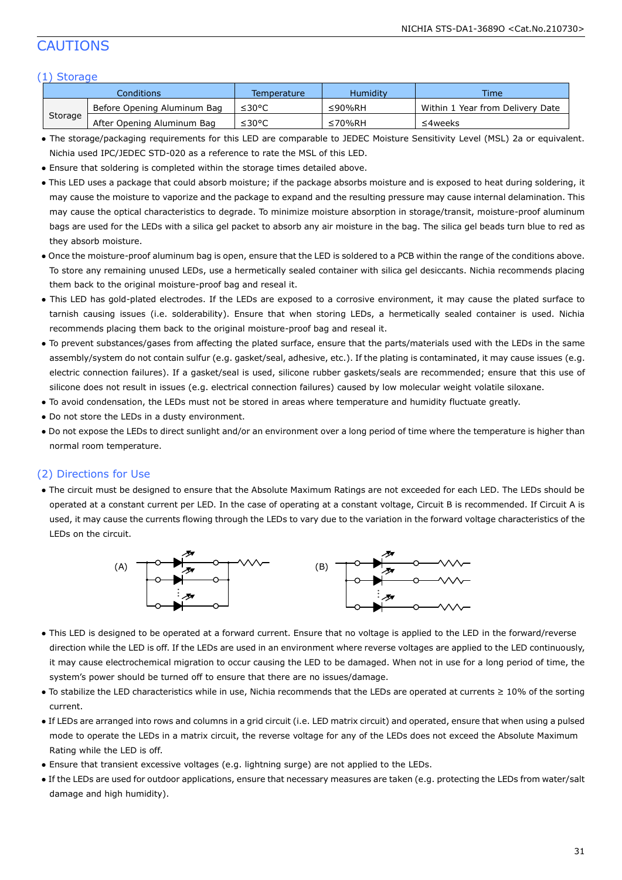# CAUTIONS

## (1) Storage

| Conditions | | Temperature | Humidity | Time |
|---|---|---|---|---|
| Storage | Before Opening Aluminum Bag | ≤30°C | ≤90%RH | Within 1 Year from Delivery Date |
| | After Opening Aluminum Bag | ≤30°C | ≤70%RH | ≤4weeks |

- The storage/packaging requirements for this LED are comparable to JEDEC Moisture Sensitivity Level (MSL) 2a or equivalent. Nichia used IPC/JEDEC STD-020 as a reference to rate the MSL of this LED.
- Ensure that soldering is completed within the storage times detailed above.
- This LED uses a package that could absorb moisture; if the package absorbs moisture and is exposed to heat during soldering, it may cause the moisture to vaporize and the package to expand and the resulting pressure may cause internal delamination. This may cause the optical characteristics to degrade. To minimize moisture absorption in storage/transit, moisture-proof aluminum bags are used for the LEDs with a silica gel packet to absorb any air moisture in the bag. The silica gel beads turn blue to red as they absorb moisture.
- Once the moisture-proof aluminum bag is open, ensure that the LED is soldered to a PCB within the range of the conditions above. To store any remaining unused LEDs, use a hermetically sealed container with silica gel desiccants. Nichia recommends placing them back to the original moisture-proof bag and reseal it.
- This LED has gold-plated electrodes. If the LEDs are exposed to a corrosive environment, it may cause the plated surface to tarnish causing issues (i.e. solderability). Ensure that when storing LEDs, a hermetically sealed container is used. Nichia recommends placing them back to the original moisture-proof bag and reseal it.
- To prevent substances/gases from affecting the plated surface, ensure that the parts/materials used with the LEDs in the same assembly/system do not contain sulfur (e.g. gasket/seal, adhesive, etc.). If the plating is contaminated, it may cause issues (e.g. electric connection failures). If a gasket/seal is used, silicone rubber gaskets/seals are recommended; ensure that this use of silicone does not result in issues (e.g. electrical connection failures) caused by low molecular weight volatile siloxane.
- To avoid condensation, the LEDs must not be stored in areas where temperature and humidity fluctuate greatly.
- Do not store the LEDs in a dusty environment.
- Do not expose the LEDs to direct sunlight and/or an environment over a long period of time where the temperature is higher than normal room temperature.

## (2) Directions for Use

- The circuit must be designed to ensure that the Absolute Maximum Ratings are not exceeded for each LED. The LEDs should be operated at a constant current per LED. In the case of operating at a constant voltage, Circuit B is recommended. If Circuit A is used, it may cause the currents flowing through the LEDs to vary due to the variation in the forward voltage characteristics of the LEDs on the circuit.

(A) (B)

- This LED is designed to be operated at a forward current. Ensure that no voltage is applied to the LED in the forward/reverse direction while the LED is off. If the LEDs are used in an environment where reverse voltages are applied to the LED continuously, it may cause electrochemical migration to occur causing the LED to be damaged. When not in use for a long period of time, the system's power should be turned off to ensure that there are no issues/damage.
- To stabilize the LED characteristics while in use, Nichia recommends that the LEDs are operated at currents ≥ 10% of the sorting current.
- If LEDs are arranged into rows and columns in a grid circuit (i.e. LED matrix circuit) and operated, ensure that when using a pulsed mode to operate the LEDs in a matrix circuit, the reverse voltage for any of the LEDs does not exceed the Absolute Maximum Rating while the LED is off.
- Ensure that transient excessive voltages (e.g. lightning surge) are not applied to the LEDs.
- If the LEDs are used for outdoor applications, ensure that necessary measures are taken (e.g. protecting the LEDs from water/salt damage and high humidity).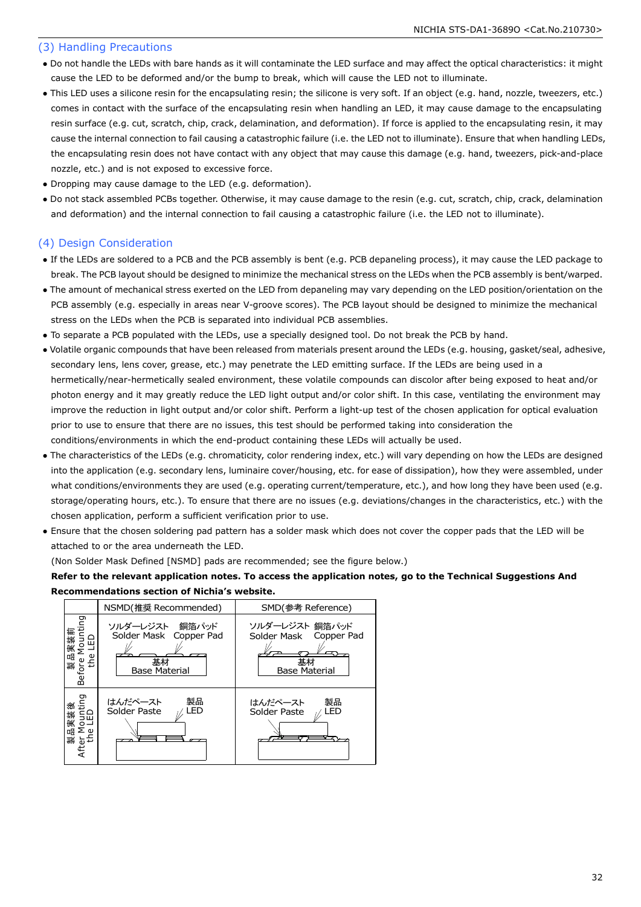## (3) Handling Precautions

- Do not handle the LEDs with bare hands as it will contaminate the LED surface and may affect the optical characteristics: it might cause the LED to be deformed and/or the bump to break, which will cause the LED not to illuminate.
- This LED uses a silicone resin for the encapsulating resin; the silicone is very soft. If an object (e.g. hand, nozzle, tweezers, etc.) comes in contact with the surface of the encapsulating resin when handling an LED, it may cause damage to the encapsulating resin surface (e.g. cut, scratch, chip, crack, delamination, and deformation). If force is applied to the encapsulating resin, it may cause the internal connection to fail causing a catastrophic failure (i.e. the LED not to illuminate). Ensure that when handling LEDs, the encapsulating resin does not have contact with any object that may cause this damage (e.g. hand, tweezers, pick-and-place nozzle, etc.) and is not exposed to excessive force.
- Dropping may cause damage to the LED (e.g. deformation).
- Do not stack assembled PCBs together. Otherwise, it may cause damage to the resin (e.g. cut, scratch, chip, crack, delamination and deformation) and the internal connection to fail causing a catastrophic failure (i.e. the LED not to illuminate).

## (4) Design Consideration

- If the LEDs are soldered to a PCB and the PCB assembly is bent (e.g. PCB depaneling process), it may cause the LED package to break. The PCB layout should be designed to minimize the mechanical stress on the LEDs when the PCB assembly is bent/warped.
- The amount of mechanical stress exerted on the LED from depaneling may vary depending on the LED position/orientation on the PCB assembly (e.g. especially in areas near V-groove scores). The PCB layout should be designed to minimize the mechanical stress on the LEDs when the PCB is separated into individual PCB assemblies.
- To separate a PCB populated with the LEDs, use a specially designed tool. Do not break the PCB by hand.
- Volatile organic compounds that have been released from materials present around the LEDs (e.g. housing, gasket/seal, adhesive, secondary lens, lens cover, grease, etc.) may penetrate the LED emitting surface. If the LEDs are being used in a hermetically/near-hermetically sealed environment, these volatile compounds can discolor after being exposed to heat and/or photon energy and it may greatly reduce the LED light output and/or color shift. In this case, ventilating the environment may improve the reduction in light output and/or color shift. Perform a light-up test of the chosen application for optical evaluation prior to use to ensure that there are no issues, this test should be performed taking into consideration the conditions/environments in which the end-product containing these LEDs will actually be used.
- The characteristics of the LEDs (e.g. chromaticity, color rendering index, etc.) will vary depending on how the LEDs are designed into the application (e.g. secondary lens, luminaire cover/housing, etc. for ease of dissipation), how they were assembled, under what conditions/environments they are used (e.g. operating current/temperature, etc.), and how long they have been used (e.g. storage/operating hours, etc.). To ensure that there are no issues (e.g. deviations/changes in the characteristics, etc.) with the chosen application, perform a sufficient verification prior to use.
- Ensure that the chosen soldering pad pattern has a solder mask which does not cover the copper pads that the LED will be attached to or the area underneath the LED.

  (Non Solder Mask Defined [NSMD] pads are recommended; see the figure below.)

  **Refer to the relevant application notes. To access the application notes, go to the Technical Suggestions And Recommendations section of Nichia's website.**

| | NSMD(推奨 Recommended) | SMD(参考 Reference) |
|---|---|---|
| 製品実装前 Before Mounting the LED | ソルダーレジスト Solder Mask / 銅箔パッド Copper Pad / 基材 Base Material | ソルダーレジスト Solder Mask / 銅箔パッド Copper Pad / 基材 Base Material |
| 製品実装後 After Mounting the LED | はんだペースト Solder Paste / 製品 LED | はんだペースト Solder Paste / 製品 LED |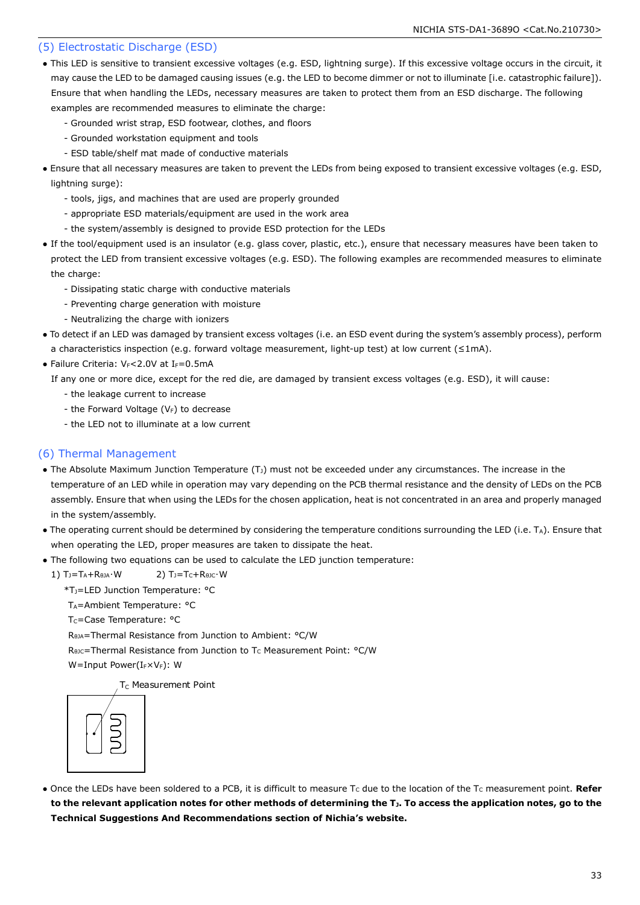## (5) Electrostatic Discharge (ESD)

- This LED is sensitive to transient excessive voltages (e.g. ESD, lightning surge). If this excessive voltage occurs in the circuit, it may cause the LED to be damaged causing issues (e.g. the LED to become dimmer or not to illuminate [i.e. catastrophic failure]). Ensure that when handling the LEDs, necessary measures are taken to protect them from an ESD discharge. The following examples are recommended measures to eliminate the charge:
  - Grounded wrist strap, ESD footwear, clothes, and floors
  - Grounded workstation equipment and tools
  - ESD table/shelf mat made of conductive materials
- Ensure that all necessary measures are taken to prevent the LEDs from being exposed to transient excessive voltages (e.g. ESD, lightning surge):
  - tools, jigs, and machines that are used are properly grounded
  - appropriate ESD materials/equipment are used in the work area
  - the system/assembly is designed to provide ESD protection for the LEDs
- If the tool/equipment used is an insulator (e.g. glass cover, plastic, etc.), ensure that necessary measures have been taken to protect the LED from transient excessive voltages (e.g. ESD). The following examples are recommended measures to eliminate the charge:
  - Dissipating static charge with conductive materials
  - Preventing charge generation with moisture
  - Neutralizing the charge with ionizers
- To detect if an LED was damaged by transient excess voltages (i.e. an ESD event during the system's assembly process), perform a characteristics inspection (e.g. forward voltage measurement, light-up test) at low current (≤1mA).
- Failure Criteria: $V_F$<2.0V at $I_F$=0.5mA

  If any one or more dice, except for the red die, are damaged by transient excess voltages (e.g. ESD), it will cause:
  - the leakage current to increase
  - the Forward Voltage ($V_F$) to decrease
  - the LED not to illuminate at a low current

## (6) Thermal Management

- The Absolute Maximum Junction Temperature ($T_J$) must not be exceeded under any circumstances. The increase in the temperature of an LED while in operation may vary depending on the PCB thermal resistance and the density of LEDs on the PCB assembly. Ensure that when using the LEDs for the chosen application, heat is not concentrated in an area and properly managed in the system/assembly.
- The operating current should be determined by considering the temperature conditions surrounding the LED (i.e. $T_A$). Ensure that when operating the LED, proper measures are taken to dissipate the heat.
- The following two equations can be used to calculate the LED junction temperature:

  1) $T_J=T_A+R_{\theta JA}\cdot W$ 2) $T_J=T_C+R_{\theta JC}\cdot W$

  *$T_J$=LED Junction Temperature: °C
  $T_A$=Ambient Temperature: °C
  $T_C$=Case Temperature: °C
  $R_{\theta JA}$=Thermal Resistance from Junction to Ambient: °C/W
  $R_{\theta JC}$=Thermal Resistance from Junction to $T_C$ Measurement Point: °C/W
  W=Input Power($I_F \times V_F$): W

  $T_C$ Measurement Point

- Once the LEDs have been soldered to a PCB, it is difficult to measure $T_C$ due to the location of the $T_C$ measurement point. **Refer to the relevant application notes for other methods of determining the $T_J$. To access the application notes, go to the Technical Suggestions And Recommendations section of Nichia's website.**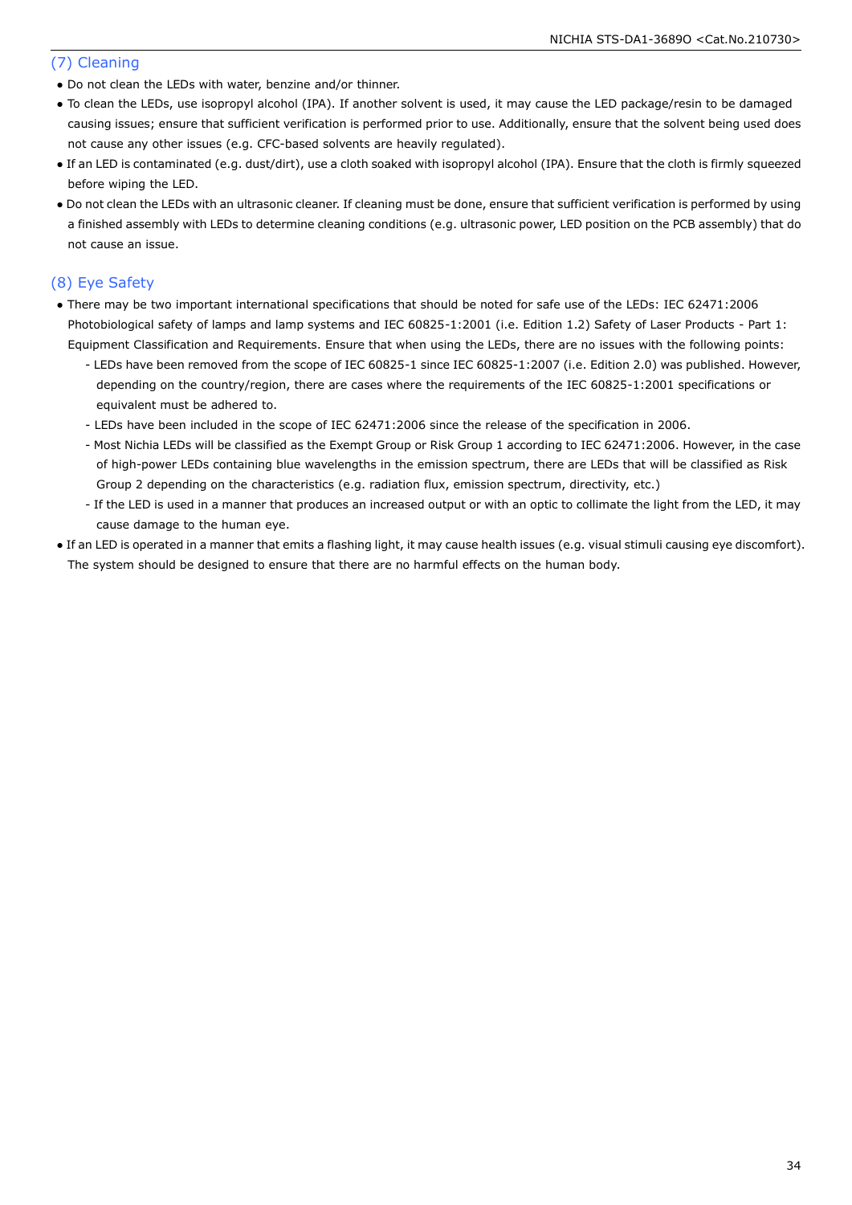### (7) Cleaning

- Do not clean the LEDs with water, benzine and/or thinner.
- To clean the LEDs, use isopropyl alcohol (IPA). If another solvent is used, it may cause the LED package/resin to be damaged causing issues; ensure that sufficient verification is performed prior to use. Additionally, ensure that the solvent being used does not cause any other issues (e.g. CFC-based solvents are heavily regulated).
- If an LED is contaminated (e.g. dust/dirt), use a cloth soaked with isopropyl alcohol (IPA). Ensure that the cloth is firmly squeezed before wiping the LED.
- Do not clean the LEDs with an ultrasonic cleaner. If cleaning must be done, ensure that sufficient verification is performed by using a finished assembly with LEDs to determine cleaning conditions (e.g. ultrasonic power, LED position on the PCB assembly) that do not cause an issue.

### (8) Eye Safety

- There may be two important international specifications that should be noted for safe use of the LEDs: IEC 62471:2006 Photobiological safety of lamps and lamp systems and IEC 60825-1:2001 (i.e. Edition 1.2) Safety of Laser Products - Part 1: Equipment Classification and Requirements. Ensure that when using the LEDs, there are no issues with the following points:
  - LEDs have been removed from the scope of IEC 60825-1 since IEC 60825-1:2007 (i.e. Edition 2.0) was published. However, depending on the country/region, there are cases where the requirements of the IEC 60825-1:2001 specifications or equivalent must be adhered to.
  - LEDs have been included in the scope of IEC 62471:2006 since the release of the specification in 2006.
  - Most Nichia LEDs will be classified as the Exempt Group or Risk Group 1 according to IEC 62471:2006. However, in the case of high-power LEDs containing blue wavelengths in the emission spectrum, there are LEDs that will be classified as Risk Group 2 depending on the characteristics (e.g. radiation flux, emission spectrum, directivity, etc.)
  - If the LED is used in a manner that produces an increased output or with an optic to collimate the light from the LED, it may cause damage to the human eye.
- If an LED is operated in a manner that emits a flashing light, it may cause health issues (e.g. visual stimuli causing eye discomfort). The system should be designed to ensure that there are no harmful effects on the human body.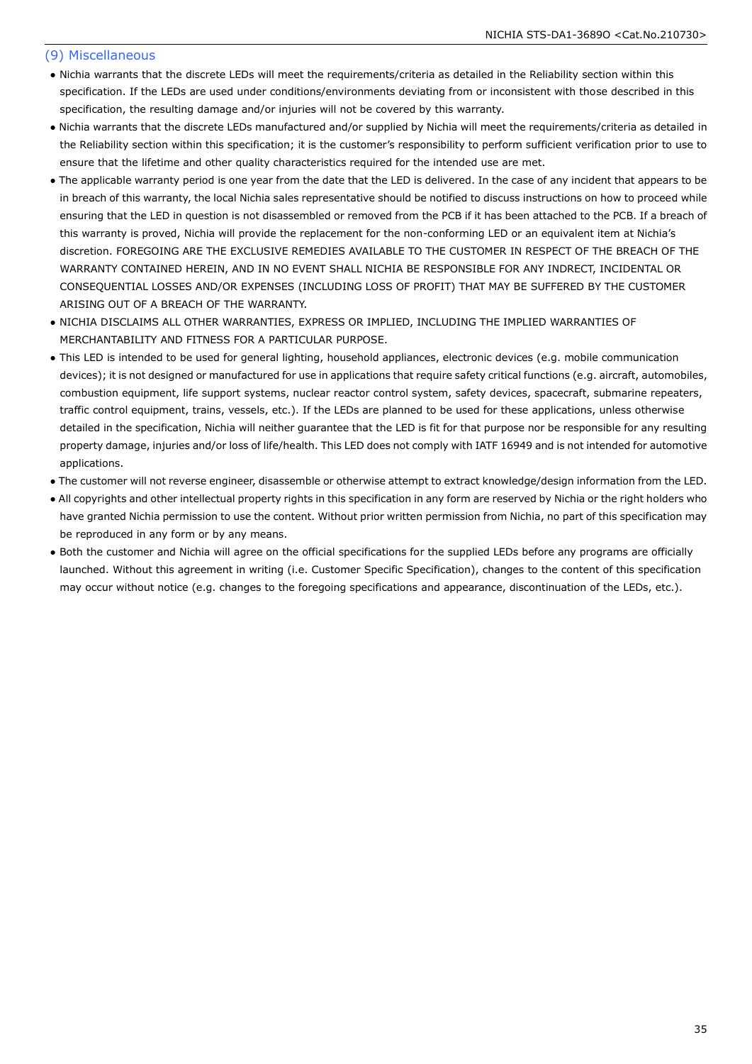### (9) Miscellaneous

- Nichia warrants that the discrete LEDs will meet the requirements/criteria as detailed in the Reliability section within this specification. If the LEDs are used under conditions/environments deviating from or inconsistent with those described in this specification, the resulting damage and/or injuries will not be covered by this warranty.
- Nichia warrants that the discrete LEDs manufactured and/or supplied by Nichia will meet the requirements/criteria as detailed in the Reliability section within this specification; it is the customer's responsibility to perform sufficient verification prior to use to ensure that the lifetime and other quality characteristics required for the intended use are met.
- The applicable warranty period is one year from the date that the LED is delivered. In the case of any incident that appears to be in breach of this warranty, the local Nichia sales representative should be notified to discuss instructions on how to proceed while ensuring that the LED in question is not disassembled or removed from the PCB if it has been attached to the PCB. If a breach of this warranty is proved, Nichia will provide the replacement for the non-conforming LED or an equivalent item at Nichia's discretion. FOREGOING ARE THE EXCLUSIVE REMEDIES AVAILABLE TO THE CUSTOMER IN RESPECT OF THE BREACH OF THE WARRANTY CONTAINED HEREIN, AND IN NO EVENT SHALL NICHIA BE RESPONSIBLE FOR ANY INDRECT, INCIDENTAL OR CONSEQUENTIAL LOSSES AND/OR EXPENSES (INCLUDING LOSS OF PROFIT) THAT MAY BE SUFFERED BY THE CUSTOMER ARISING OUT OF A BREACH OF THE WARRANTY.
- NICHIA DISCLAIMS ALL OTHER WARRANTIES, EXPRESS OR IMPLIED, INCLUDING THE IMPLIED WARRANTIES OF MERCHANTABILITY AND FITNESS FOR A PARTICULAR PURPOSE.
- This LED is intended to be used for general lighting, household appliances, electronic devices (e.g. mobile communication devices); it is not designed or manufactured for use in applications that require safety critical functions (e.g. aircraft, automobiles, combustion equipment, life support systems, nuclear reactor control system, safety devices, spacecraft, submarine repeaters, traffic control equipment, trains, vessels, etc.). If the LEDs are planned to be used for these applications, unless otherwise detailed in the specification, Nichia will neither guarantee that the LED is fit for that purpose nor be responsible for any resulting property damage, injuries and/or loss of life/health. This LED does not comply with IATF 16949 and is not intended for automotive applications.
- The customer will not reverse engineer, disassemble or otherwise attempt to extract knowledge/design information from the LED.
- All copyrights and other intellectual property rights in this specification in any form are reserved by Nichia or the right holders who have granted Nichia permission to use the content. Without prior written permission from Nichia, no part of this specification may be reproduced in any form or by any means.
- Both the customer and Nichia will agree on the official specifications for the supplied LEDs before any programs are officially launched. Without this agreement in writing (i.e. Customer Specific Specification), changes to the content of this specification may occur without notice (e.g. changes to the foregoing specifications and appearance, discontinuation of the LEDs, etc.).